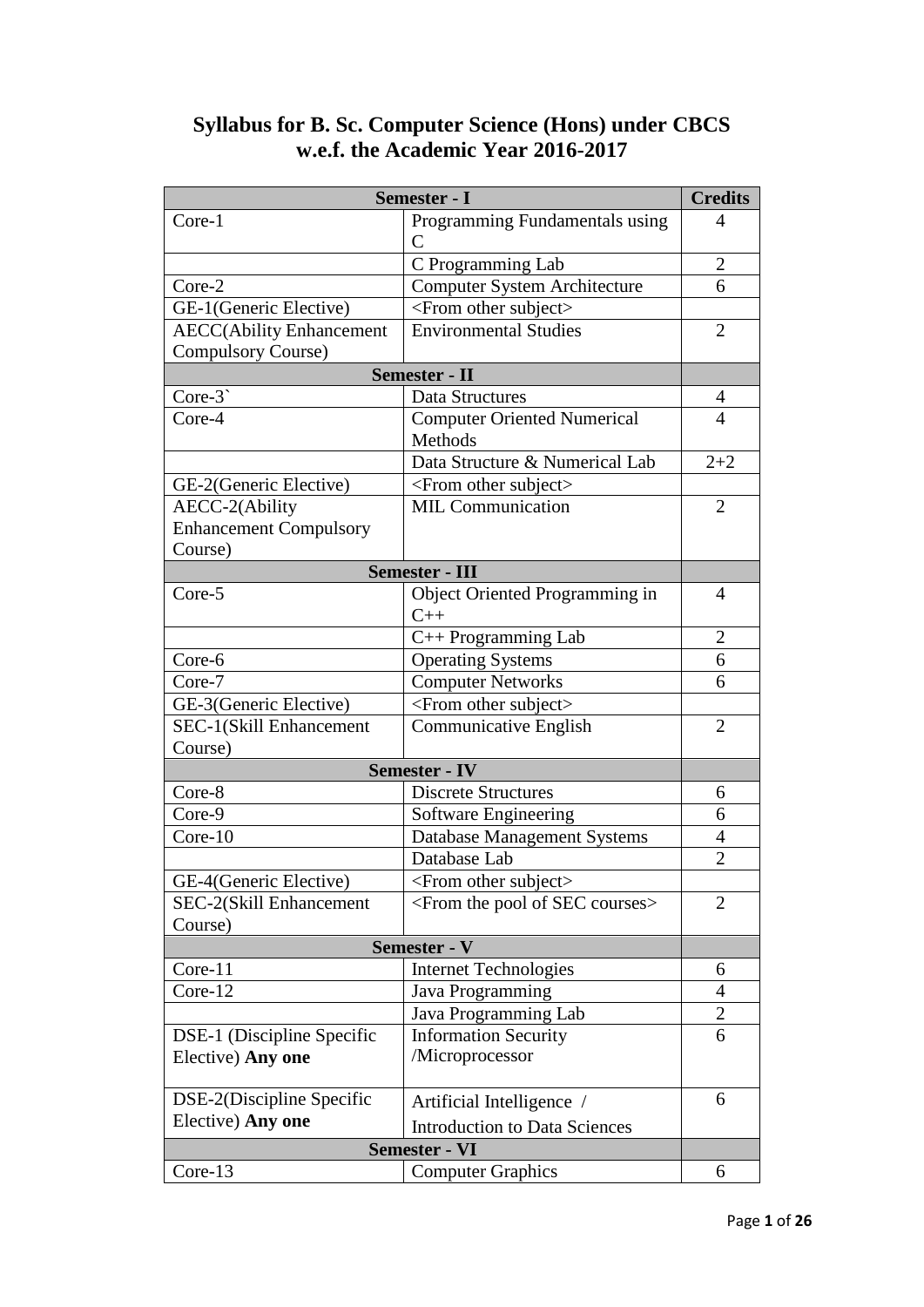# Syllabus for B. Sc. Computer Science (Hons) under CBCS w.e.f. the Academic Year 2016-2017

| Semester - I | | Credits |
|---|---|---|
| Core-1 | Programming Fundamentals using C | 4 |
| | C Programming Lab | 2 |
| Core-2 | Computer System Architecture | 6 |
| GE-1(Generic Elective) | <From other subject> | |
| AECC(Ability Enhancement Compulsory Course) | Environmental Studies | 2 |
| **Semester - II** | | |
| Core-3` | Data Structures | 4 |
| Core-4 | Computer Oriented Numerical Methods | 4 |
| | Data Structure & Numerical Lab | 2+2 |
| GE-2(Generic Elective) | <From other subject> | |
| AECC-2(Ability Enhancement Compulsory Course) | MIL Communication | 2 |
| **Semester - III** | | |
| Core-5 | Object Oriented Programming in C++ | 4 |
| | C++ Programming Lab | 2 |
| Core-6 | Operating Systems | 6 |
| Core-7 | Computer Networks | 6 |
| GE-3(Generic Elective) | <From other subject> | |
| SEC-1(Skill Enhancement Course) | Communicative English | 2 |
| **Semester - IV** | | |
| Core-8 | Discrete Structures | 6 |
| Core-9 | Software Engineering | 6 |
| Core-10 | Database Management Systems | 4 |
| | Database Lab | 2 |
| GE-4(Generic Elective) | <From other subject> | |
| SEC-2(Skill Enhancement Course) | <From the pool of SEC courses> | 2 |
| **Semester - V** | | |
| Core-11 | Internet Technologies | 6 |
| Core-12 | Java Programming | 4 |
| | Java Programming Lab | 2 |
| DSE-1 (Discipline Specific Elective) **Any one** | Information Security /Microprocessor | 6 |
| DSE-2(Discipline Specific Elective) **Any one** | Artificial Intelligence / Introduction to Data Sciences | 6 |
| **Semester - VI** | | |
| Core-13 | Computer Graphics | 6 |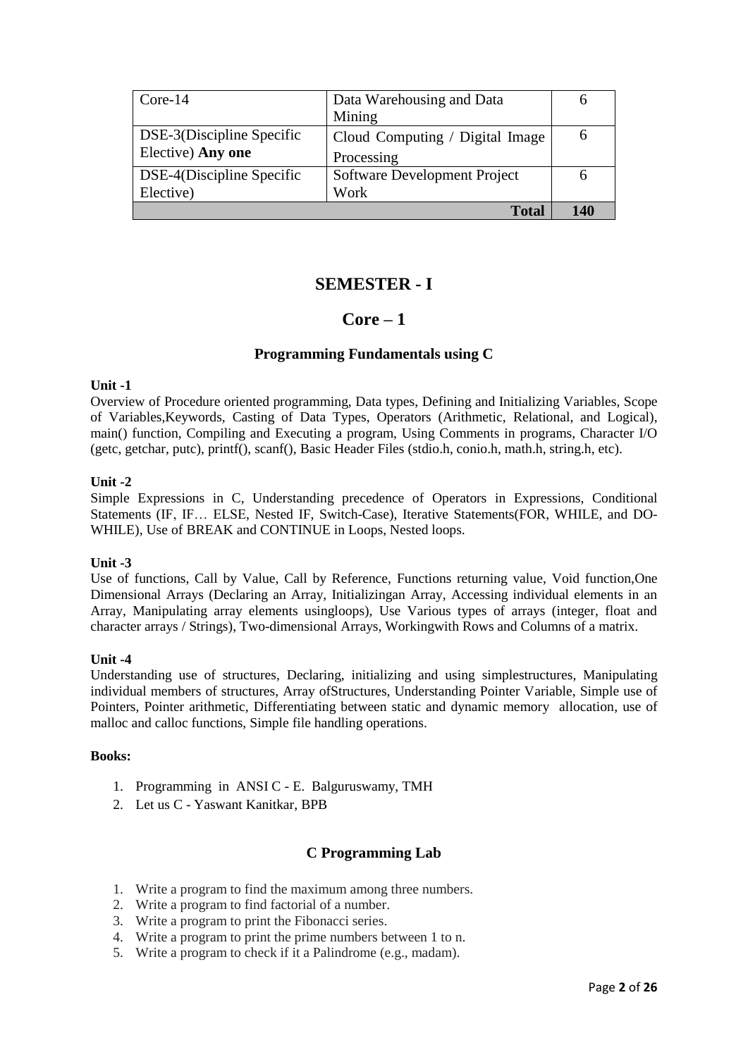| | | |
|---|---|---|
| Core-14 | Data Warehousing and Data Mining | 6 |
| DSE-3(Discipline Specific Elective) **Any one** | Cloud Computing / Digital Image Processing | 6 |
| DSE-4(Discipline Specific Elective) | Software Development Project Work | 6 |
| | **Total** | **140** |

# SEMESTER - I

## Core – 1

### Programming Fundamentals using C

**Unit -1**

Overview of Procedure oriented programming, Data types, Defining and Initializing Variables, Scope of Variables,Keywords, Casting of Data Types, Operators (Arithmetic, Relational, and Logical), main() function, Compiling and Executing a program, Using Comments in programs, Character I/O (getc, getchar, putc), printf(), scanf(), Basic Header Files (stdio.h, conio.h, math.h, string.h, etc).

**Unit -2**

Simple Expressions in C, Understanding precedence of Operators in Expressions, Conditional Statements (IF, IF… ELSE, Nested IF, Switch-Case), Iterative Statements(FOR, WHILE, and DO-WHILE), Use of BREAK and CONTINUE in Loops, Nested loops.

**Unit -3**

Use of functions, Call by Value, Call by Reference, Functions returning value, Void function,One Dimensional Arrays (Declaring an Array, Initializingan Array, Accessing individual elements in an Array, Manipulating array elements usingloops), Use Various types of arrays (integer, float and character arrays / Strings), Two-dimensional Arrays, Workingwith Rows and Columns of a matrix.

**Unit -4**

Understanding use of structures, Declaring, initializing and using simplestructures, Manipulating individual members of structures, Array ofStructures, Understanding Pointer Variable, Simple use of Pointers, Pointer arithmetic, Differentiating between static and dynamic memory allocation, use of malloc and calloc functions, Simple file handling operations.

**Books:**

1. Programming in ANSI C - E. Balguruswamy, TMH
2. Let us C - Yaswant Kanitkar, BPB

### C Programming Lab

1. Write a program to find the maximum among three numbers.
2. Write a program to find factorial of a number.
3. Write a program to print the Fibonacci series.
4. Write a program to print the prime numbers between 1 to n.
5. Write a program to check if it a Palindrome (e.g., madam).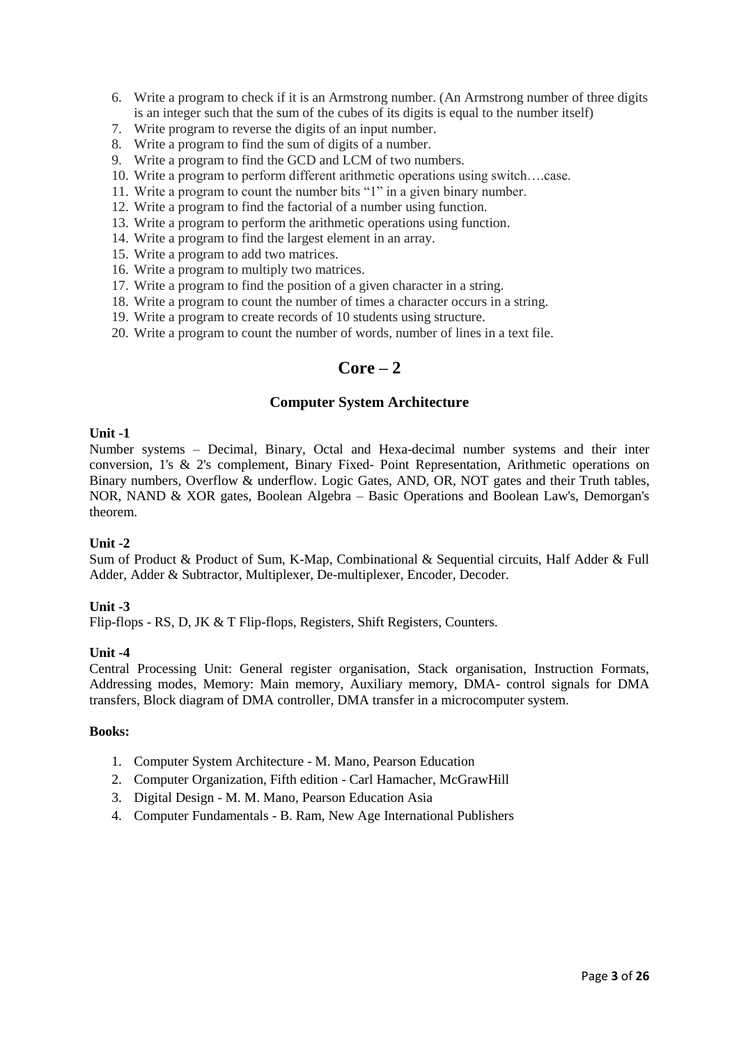6. Write a program to check if it is an Armstrong number. (An Armstrong number of three digits is an integer such that the sum of the cubes of its digits is equal to the number itself)
7. Write program to reverse the digits of an input number.
8. Write a program to find the sum of digits of a number.
9. Write a program to find the GCD and LCM of two numbers.
10. Write a program to perform different arithmetic operations using switch….case.
11. Write a program to count the number bits "1" in a given binary number.
12. Write a program to find the factorial of a number using function.
13. Write a program to perform the arithmetic operations using function.
14. Write a program to find the largest element in an array.
15. Write a program to add two matrices.
16. Write a program to multiply two matrices.
17. Write a program to find the position of a given character in a string.
18. Write a program to count the number of times a character occurs in a string.
19. Write a program to create records of 10 students using structure.
20. Write a program to count the number of words, number of lines in a text file.

# Core – 2

## Computer System Architecture

**Unit -1**

Number systems – Decimal, Binary, Octal and Hexa-decimal number systems and their inter conversion, 1's & 2's complement, Binary Fixed- Point Representation, Arithmetic operations on Binary numbers, Overflow & underflow. Logic Gates, AND, OR, NOT gates and their Truth tables, NOR, NAND & XOR gates, Boolean Algebra – Basic Operations and Boolean Law's, Demorgan's theorem.

**Unit -2**

Sum of Product & Product of Sum, K-Map, Combinational & Sequential circuits, Half Adder & Full Adder, Adder & Subtractor, Multiplexer, De-multiplexer, Encoder, Decoder.

**Unit -3**

Flip-flops - RS, D, JK & T Flip-flops, Registers, Shift Registers, Counters.

**Unit -4**

Central Processing Unit: General register organisation, Stack organisation, Instruction Formats, Addressing modes, Memory: Main memory, Auxiliary memory, DMA- control signals for DMA transfers, Block diagram of DMA controller, DMA transfer in a microcomputer system.

**Books:**

1. Computer System Architecture - M. Mano, Pearson Education
2. Computer Organization, Fifth edition - Carl Hamacher, McGrawHill
3. Digital Design - M. M. Mano, Pearson Education Asia
4. Computer Fundamentals - B. Ram, New Age International Publishers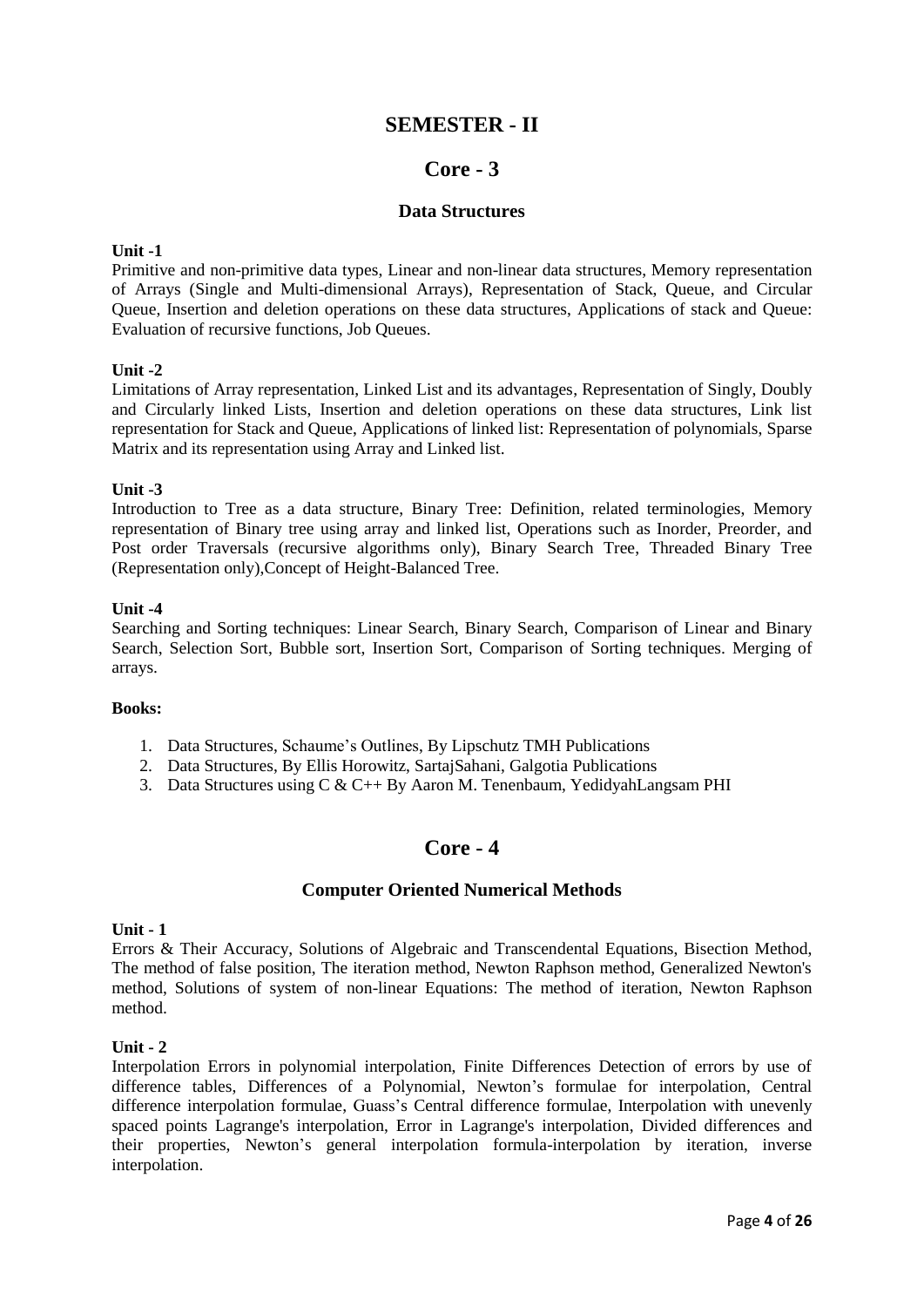# SEMESTER - II

## Core - 3

### Data Structures

**Unit -1**

Primitive and non-primitive data types, Linear and non-linear data structures, Memory representation of Arrays (Single and Multi-dimensional Arrays), Representation of Stack, Queue, and Circular Queue, Insertion and deletion operations on these data structures, Applications of stack and Queue: Evaluation of recursive functions, Job Queues.

**Unit -2**

Limitations of Array representation, Linked List and its advantages, Representation of Singly, Doubly and Circularly linked Lists, Insertion and deletion operations on these data structures, Link list representation for Stack and Queue, Applications of linked list: Representation of polynomials, Sparse Matrix and its representation using Array and Linked list.

**Unit -3**

Introduction to Tree as a data structure, Binary Tree: Definition, related terminologies, Memory representation of Binary tree using array and linked list, Operations such as Inorder, Preorder, and Post order Traversals (recursive algorithms only), Binary Search Tree, Threaded Binary Tree (Representation only),Concept of Height-Balanced Tree.

**Unit -4**

Searching and Sorting techniques: Linear Search, Binary Search, Comparison of Linear and Binary Search, Selection Sort, Bubble sort, Insertion Sort, Comparison of Sorting techniques. Merging of arrays.

**Books:**

1. Data Structures, Schaume's Outlines, By Lipschutz TMH Publications
2. Data Structures, By Ellis Horowitz, SartajSahani, Galgotia Publications
3. Data Structures using C & C++ By Aaron M. Tenenbaum, YedidyahLangsam PHI

## Core - 4

### Computer Oriented Numerical Methods

**Unit - 1**

Errors & Their Accuracy, Solutions of Algebraic and Transcendental Equations, Bisection Method, The method of false position, The iteration method, Newton Raphson method, Generalized Newton's method, Solutions of system of non-linear Equations: The method of iteration, Newton Raphson method.

**Unit - 2**

Interpolation Errors in polynomial interpolation, Finite Differences Detection of errors by use of difference tables, Differences of a Polynomial, Newton's formulae for interpolation, Central difference interpolation formulae, Guass's Central difference formulae, Interpolation with unevenly spaced points Lagrange's interpolation, Error in Lagrange's interpolation, Divided differences and their properties, Newton's general interpolation formula-interpolation by iteration, inverse interpolation.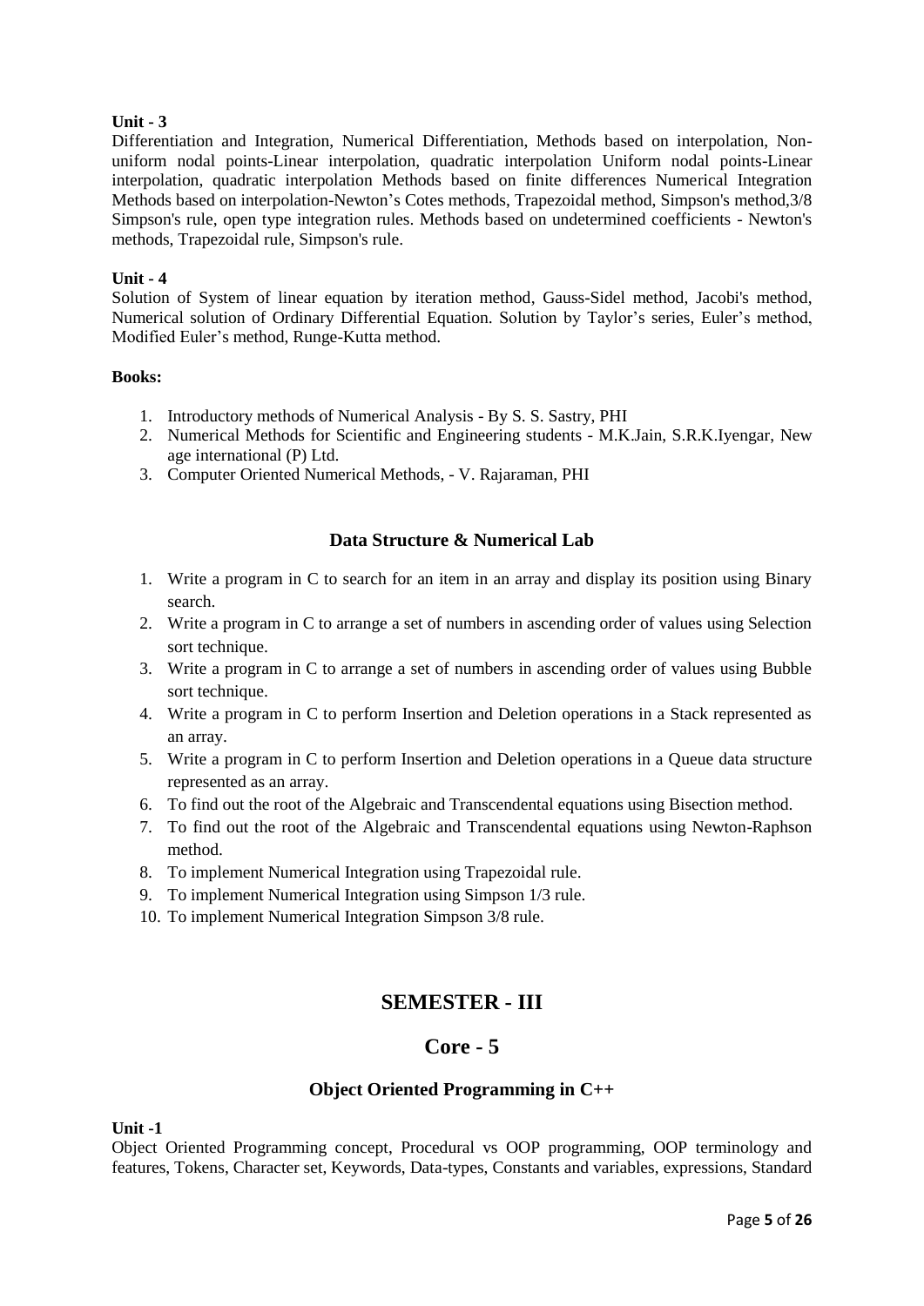**Unit - 3**

Differentiation and Integration, Numerical Differentiation, Methods based on interpolation, Non-uniform nodal points-Linear interpolation, quadratic interpolation Uniform nodal points-Linear interpolation, quadratic interpolation Methods based on finite differences Numerical Integration Methods based on interpolation-Newton's Cotes methods, Trapezoidal method, Simpson's method,3/8 Simpson's rule, open type integration rules. Methods based on undetermined coefficients - Newton's methods, Trapezoidal rule, Simpson's rule.

**Unit - 4**

Solution of System of linear equation by iteration method, Gauss-Sidel method, Jacobi's method, Numerical solution of Ordinary Differential Equation. Solution by Taylor's series, Euler's method, Modified Euler's method, Runge-Kutta method.

**Books:**

1. Introductory methods of Numerical Analysis - By S. S. Sastry, PHI
2. Numerical Methods for Scientific and Engineering students - M.K.Jain, S.R.K.Iyengar, New age international (P) Ltd.
3. Computer Oriented Numerical Methods, - V. Rajaraman, PHI

### Data Structure & Numerical Lab

1. Write a program in C to search for an item in an array and display its position using Binary search.
2. Write a program in C to arrange a set of numbers in ascending order of values using Selection sort technique.
3. Write a program in C to arrange a set of numbers in ascending order of values using Bubble sort technique.
4. Write a program in C to perform Insertion and Deletion operations in a Stack represented as an array.
5. Write a program in C to perform Insertion and Deletion operations in a Queue data structure represented as an array.
6. To find out the root of the Algebraic and Transcendental equations using Bisection method.
7. To find out the root of the Algebraic and Transcendental equations using Newton-Raphson method.
8. To implement Numerical Integration using Trapezoidal rule.
9. To implement Numerical Integration using Simpson 1/3 rule.
10. To implement Numerical Integration Simpson 3/8 rule.

## SEMESTER - III

## Core - 5

### Object Oriented Programming in C++

**Unit -1**

Object Oriented Programming concept, Procedural vs OOP programming, OOP terminology and features, Tokens, Character set, Keywords, Data-types, Constants and variables, expressions, Standard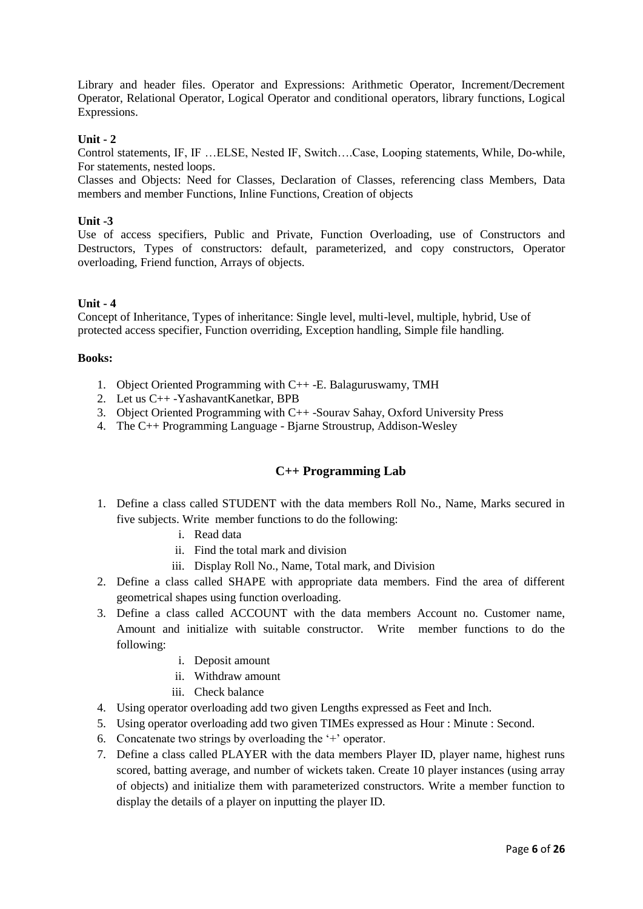Library and header files. Operator and Expressions: Arithmetic Operator, Increment/Decrement Operator, Relational Operator, Logical Operator and conditional operators, library functions, Logical Expressions.

**Unit - 2**

Control statements, IF, IF …ELSE, Nested IF, Switch….Case, Looping statements, While, Do-while, For statements, nested loops.

Classes and Objects: Need for Classes, Declaration of Classes, referencing class Members, Data members and member Functions, Inline Functions, Creation of objects

**Unit -3**

Use of access specifiers, Public and Private, Function Overloading, use of Constructors and Destructors, Types of constructors: default, parameterized, and copy constructors, Operator overloading, Friend function, Arrays of objects.

**Unit - 4**

Concept of Inheritance, Types of inheritance: Single level, multi-level, multiple, hybrid, Use of protected access specifier, Function overriding, Exception handling, Simple file handling.

**Books:**

1. Object Oriented Programming with C++ -E. Balaguruswamy, TMH
2. Let us C++ -YashavantKanetkar, BPB
3. Object Oriented Programming with C++ -Sourav Sahay, Oxford University Press
4. The C++ Programming Language - Bjarne Stroustrup, Addison-Wesley

## C++ Programming Lab

1. Define a class called STUDENT with the data members Roll No., Name, Marks secured in five subjects. Write member functions to do the following:
   i. Read data
   ii. Find the total mark and division
   iii. Display Roll No., Name, Total mark, and Division
2. Define a class called SHAPE with appropriate data members. Find the area of different geometrical shapes using function overloading.
3. Define a class called ACCOUNT with the data members Account no. Customer name, Amount and initialize with suitable constructor. Write member functions to do the following:
   i. Deposit amount
   ii. Withdraw amount
   iii. Check balance
4. Using operator overloading add two given Lengths expressed as Feet and Inch.
5. Using operator overloading add two given TIMEs expressed as Hour : Minute : Second.
6. Concatenate two strings by overloading the '+' operator.
7. Define a class called PLAYER with the data members Player ID, player name, highest runs scored, batting average, and number of wickets taken. Create 10 player instances (using array of objects) and initialize them with parameterized constructors. Write a member function to display the details of a player on inputting the player ID.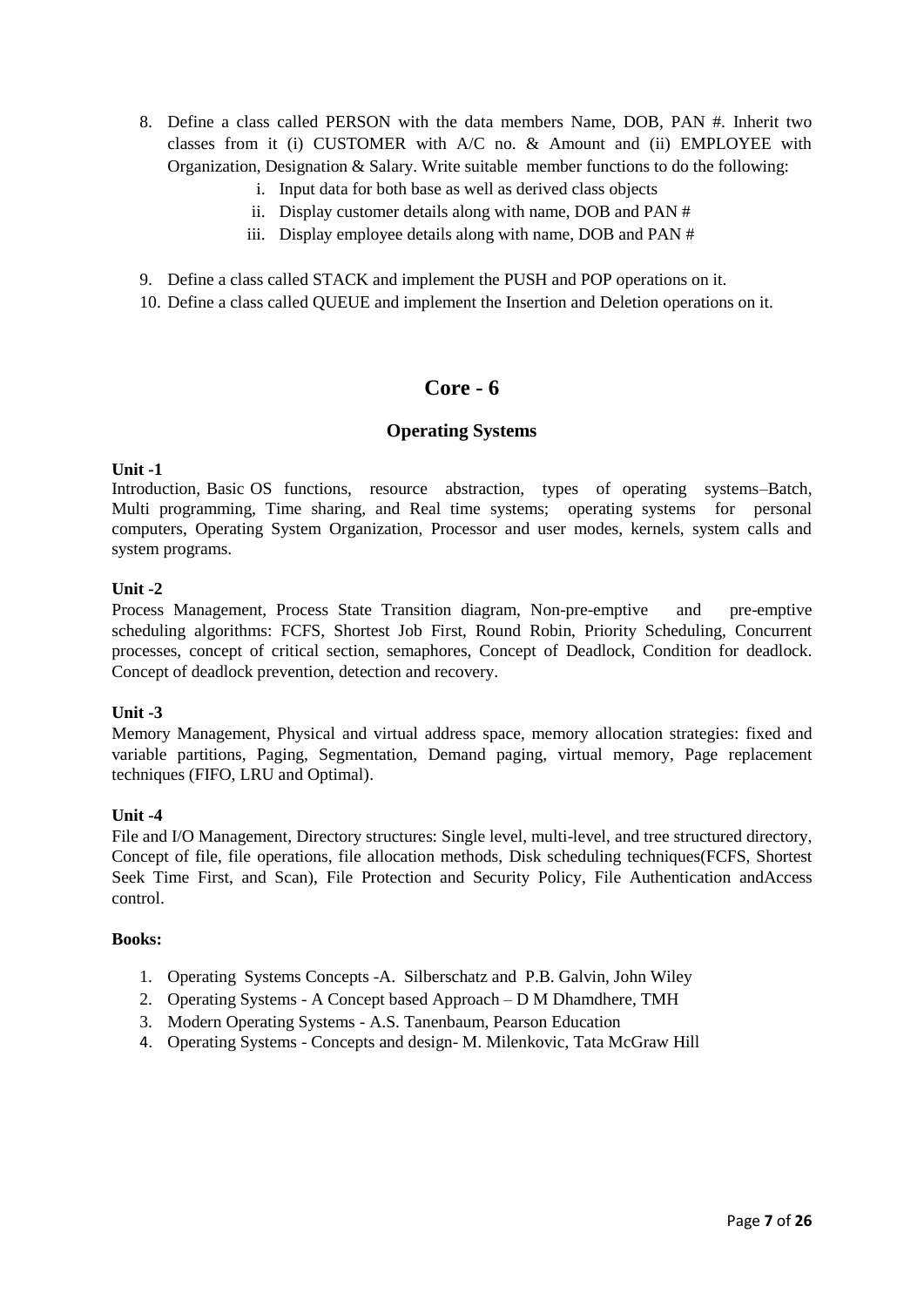8. Define a class called PERSON with the data members Name, DOB, PAN #. Inherit two classes from it (i) CUSTOMER with A/C no. & Amount and (ii) EMPLOYEE with Organization, Designation & Salary. Write suitable member functions to do the following:
    i. Input data for both base as well as derived class objects
    ii. Display customer details along with name, DOB and PAN #
    iii. Display employee details along with name, DOB and PAN #

9. Define a class called STACK and implement the PUSH and POP operations on it.
10. Define a class called QUEUE and implement the Insertion and Deletion operations on it.

## Core - 6

### Operating Systems

**Unit -1**

Introduction, Basic OS functions, resource abstraction, types of operating systems–Batch, Multi programming, Time sharing, and Real time systems; operating systems for personal computers, Operating System Organization, Processor and user modes, kernels, system calls and system programs.

**Unit -2**

Process Management, Process State Transition diagram, Non-pre-emptive and pre-emptive scheduling algorithms: FCFS, Shortest Job First, Round Robin, Priority Scheduling, Concurrent processes, concept of critical section, semaphores, Concept of Deadlock, Condition for deadlock. Concept of deadlock prevention, detection and recovery.

**Unit -3**

Memory Management, Physical and virtual address space, memory allocation strategies: fixed and variable partitions, Paging, Segmentation, Demand paging, virtual memory, Page replacement techniques (FIFO, LRU and Optimal).

**Unit -4**

File and I/O Management, Directory structures: Single level, multi-level, and tree structured directory, Concept of file, file operations, file allocation methods, Disk scheduling techniques(FCFS, Shortest Seek Time First, and Scan), File Protection and Security Policy, File Authentication andAccess control.

**Books:**

1. Operating Systems Concepts -A. Silberschatz and P.B. Galvin, John Wiley
2. Operating Systems - A Concept based Approach – D M Dhamdhere, TMH
3. Modern Operating Systems - A.S. Tanenbaum, Pearson Education
4. Operating Systems - Concepts and design- M. Milenkovic, Tata McGraw Hill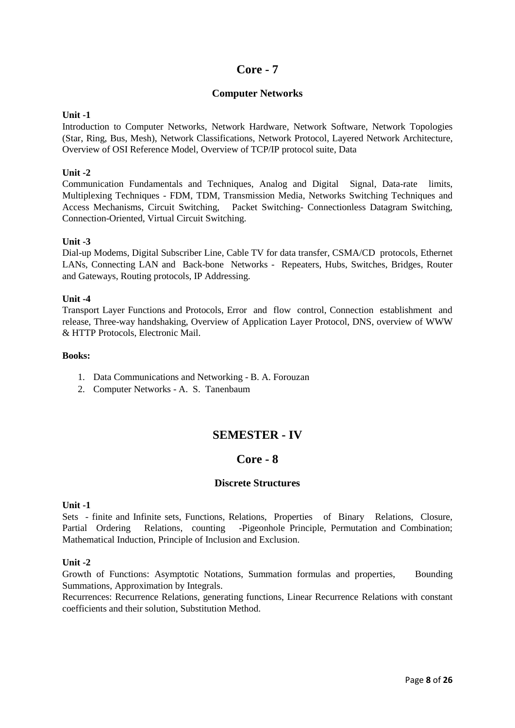## Core - 7

### Computer Networks

**Unit -1**

Introduction to Computer Networks, Network Hardware, Network Software, Network Topologies (Star, Ring, Bus, Mesh), Network Classifications, Network Protocol, Layered Network Architecture, Overview of OSI Reference Model, Overview of TCP/IP protocol suite, Data

**Unit -2**

Communication Fundamentals and Techniques, Analog and Digital Signal, Data-rate limits, Multiplexing Techniques - FDM, TDM, Transmission Media, Networks Switching Techniques and Access Mechanisms, Circuit Switching, Packet Switching- Connectionless Datagram Switching, Connection-Oriented, Virtual Circuit Switching.

**Unit -3**

Dial-up Modems, Digital Subscriber Line, Cable TV for data transfer, CSMA/CD protocols, Ethernet LANs, Connecting LAN and Back-bone Networks - Repeaters, Hubs, Switches, Bridges, Router and Gateways, Routing protocols, IP Addressing.

**Unit -4**

Transport Layer Functions and Protocols, Error and flow control, Connection establishment and release, Three-way handshaking, Overview of Application Layer Protocol, DNS, overview of WWW & HTTP Protocols, Electronic Mail.

**Books:**

1. Data Communications and Networking - B. A. Forouzan
2. Computer Networks - A. S. Tanenbaum

# SEMESTER - IV

## Core - 8

### Discrete Structures

**Unit -1**

Sets - finite and Infinite sets, Functions, Relations, Properties of Binary Relations, Closure, Partial Ordering Relations, counting -Pigeonhole Principle, Permutation and Combination; Mathematical Induction, Principle of Inclusion and Exclusion.

**Unit -2**

Growth of Functions: Asymptotic Notations, Summation formulas and properties, Bounding Summations, Approximation by Integrals.

Recurrences: Recurrence Relations, generating functions, Linear Recurrence Relations with constant coefficients and their solution, Substitution Method.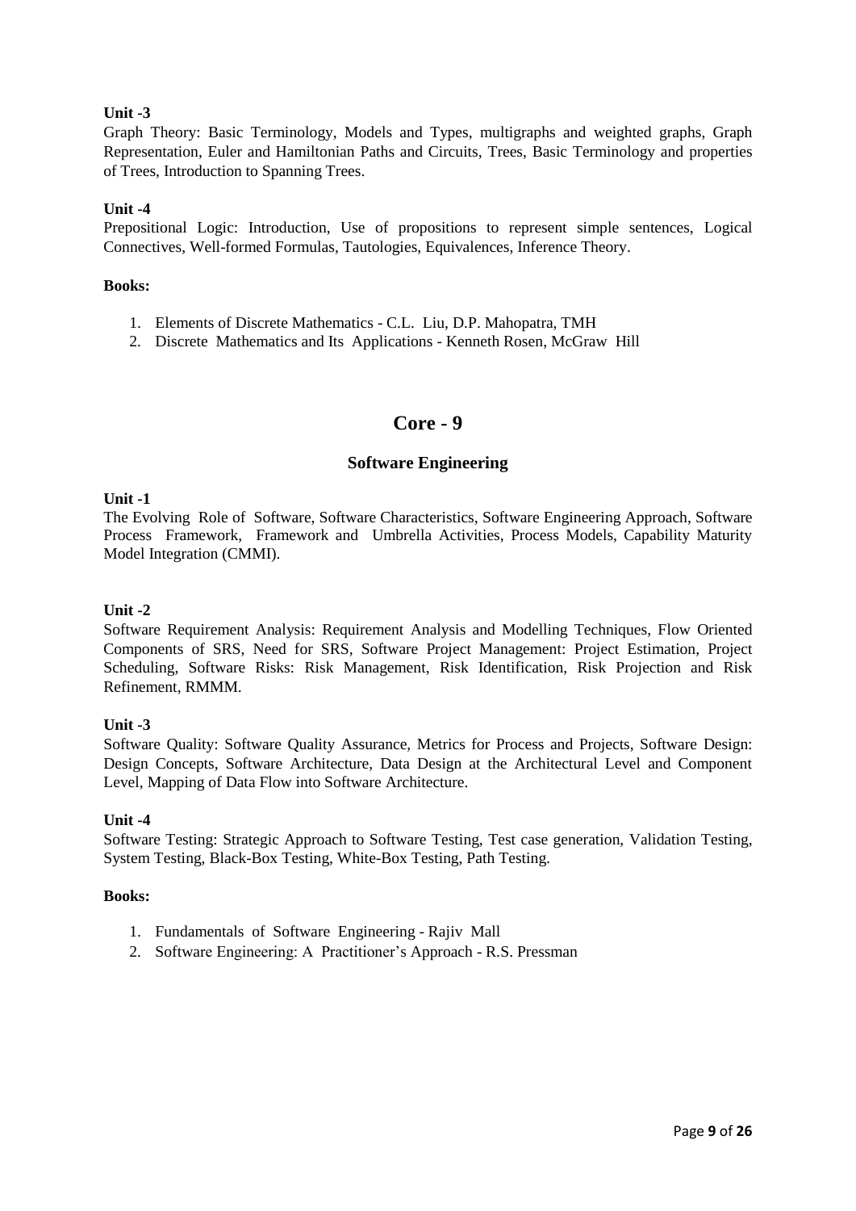**Unit -3**

Graph Theory: Basic Terminology, Models and Types, multigraphs and weighted graphs, Graph Representation, Euler and Hamiltonian Paths and Circuits, Trees, Basic Terminology and properties of Trees, Introduction to Spanning Trees.

**Unit -4**

Prepositional Logic: Introduction, Use of propositions to represent simple sentences, Logical Connectives, Well-formed Formulas, Tautologies, Equivalences, Inference Theory.

**Books:**

1. Elements of Discrete Mathematics - C.L. Liu, D.P. Mahopatra, TMH
2. Discrete Mathematics and Its Applications - Kenneth Rosen, McGraw Hill

## Core - 9

### Software Engineering

**Unit -1**

The Evolving Role of Software, Software Characteristics, Software Engineering Approach, Software Process Framework, Framework and Umbrella Activities, Process Models, Capability Maturity Model Integration (CMMI).

**Unit -2**

Software Requirement Analysis: Requirement Analysis and Modelling Techniques, Flow Oriented Components of SRS, Need for SRS, Software Project Management: Project Estimation, Project Scheduling, Software Risks: Risk Management, Risk Identification, Risk Projection and Risk Refinement, RMMM.

**Unit -3**

Software Quality: Software Quality Assurance, Metrics for Process and Projects, Software Design: Design Concepts, Software Architecture, Data Design at the Architectural Level and Component Level, Mapping of Data Flow into Software Architecture.

**Unit -4**

Software Testing: Strategic Approach to Software Testing, Test case generation, Validation Testing, System Testing, Black-Box Testing, White-Box Testing, Path Testing.

**Books:**

1. Fundamentals of Software Engineering - Rajiv Mall
2. Software Engineering: A Practitioner's Approach - R.S. Pressman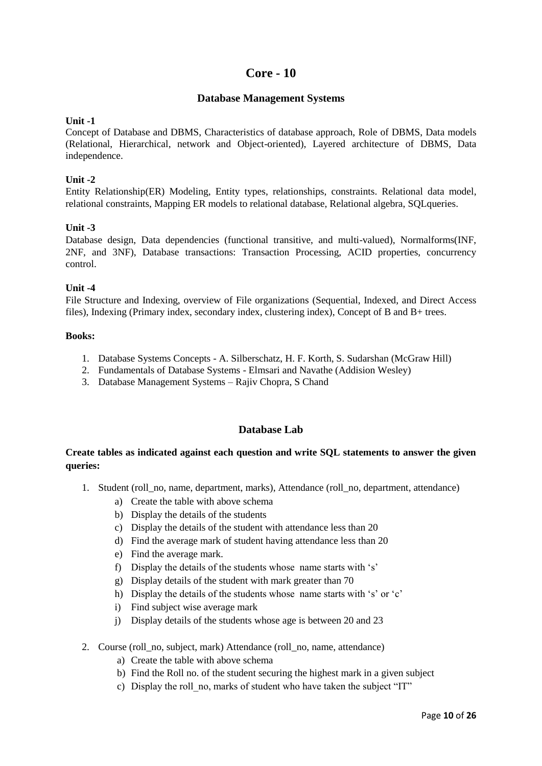# Core - 10

## Database Management Systems

**Unit -1**

Concept of Database and DBMS, Characteristics of database approach, Role of DBMS, Data models (Relational, Hierarchical, network and Object-oriented), Layered architecture of DBMS, Data independence.

**Unit -2**

Entity Relationship(ER) Modeling, Entity types, relationships, constraints. Relational data model, relational constraints, Mapping ER models to relational database, Relational algebra, SQLqueries.

**Unit -3**

Database design, Data dependencies (functional transitive, and multi-valued), Normalforms(INF, 2NF, and 3NF), Database transactions: Transaction Processing, ACID properties, concurrency control.

**Unit -4**

File Structure and Indexing, overview of File organizations (Sequential, Indexed, and Direct Access files), Indexing (Primary index, secondary index, clustering index), Concept of B and B+ trees.

**Books:**

1. Database Systems Concepts - A. Silberschatz, H. F. Korth, S. Sudarshan (McGraw Hill)
2. Fundamentals of Database Systems - Elmsari and Navathe (Addision Wesley)
3. Database Management Systems – Rajiv Chopra, S Chand

## Database Lab

**Create tables as indicated against each question and write SQL statements to answer the given queries:**

1. Student (roll_no, name, department, marks), Attendance (roll_no, department, attendance)
   a) Create the table with above schema
   b) Display the details of the students
   c) Display the details of the student with attendance less than 20
   d) Find the average mark of student having attendance less than 20
   e) Find the average mark.
   f) Display the details of the students whose name starts with 's'
   g) Display details of the student with mark greater than 70
   h) Display the details of the students whose name starts with 's' or 'c'
   i) Find subject wise average mark
   j) Display details of the students whose age is between 20 and 23
2. Course (roll_no, subject, mark) Attendance (roll_no, name, attendance)
   a) Create the table with above schema
   b) Find the Roll no. of the student securing the highest mark in a given subject
   c) Display the roll_no, marks of student who have taken the subject "IT"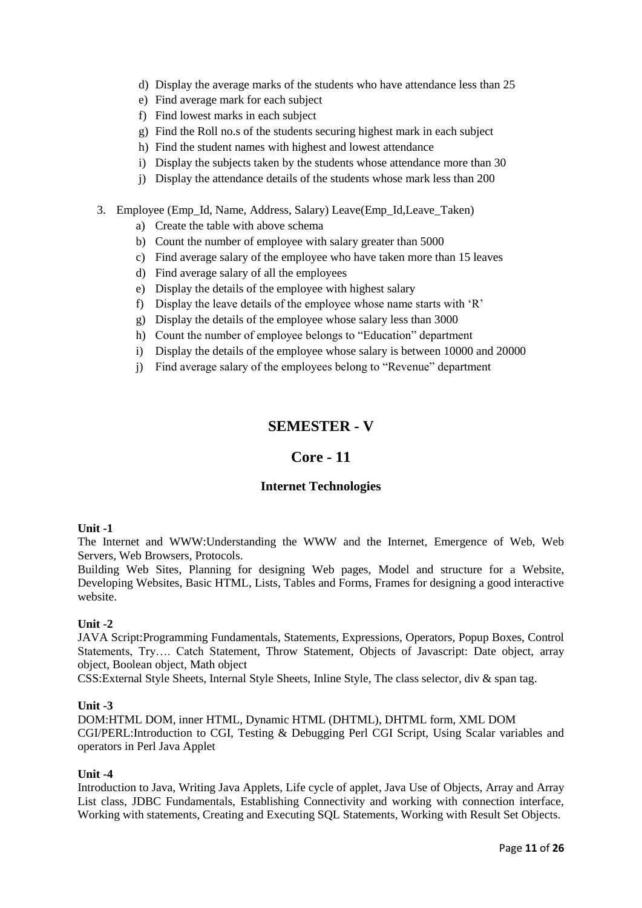d) Display the average marks of the students who have attendance less than 25
e) Find average mark for each subject
f) Find lowest marks in each subject
g) Find the Roll no.s of the students securing highest mark in each subject
h) Find the student names with highest and lowest attendance
i) Display the subjects taken by the students whose attendance more than 30
j) Display the attendance details of the students whose mark less than 200

3. Employee (Emp_Id, Name, Address, Salary) Leave(Emp_Id,Leave_Taken)
   a) Create the table with above schema
   b) Count the number of employee with salary greater than 5000
   c) Find average salary of the employee who have taken more than 15 leaves
   d) Find average salary of all the employees
   e) Display the details of the employee with highest salary
   f) Display the leave details of the employee whose name starts with 'R'
   g) Display the details of the employee whose salary less than 3000
   h) Count the number of employee belongs to "Education" department
   i) Display the details of the employee whose salary is between 10000 and 20000
   j) Find average salary of the employees belong to "Revenue" department

# SEMESTER - V

## Core - 11

### Internet Technologies

**Unit -1**

The Internet and WWW:Understanding the WWW and the Internet, Emergence of Web, Web Servers, Web Browsers, Protocols.

Building Web Sites, Planning for designing Web pages, Model and structure for a Website, Developing Websites, Basic HTML, Lists, Tables and Forms, Frames for designing a good interactive website.

**Unit -2**

JAVA Script:Programming Fundamentals, Statements, Expressions, Operators, Popup Boxes, Control Statements, Try…. Catch Statement, Throw Statement, Objects of Javascript: Date object, array object, Boolean object, Math object

CSS:External Style Sheets, Internal Style Sheets, Inline Style, The class selector, div & span tag.

**Unit -3**

DOM:HTML DOM, inner HTML, Dynamic HTML (DHTML), DHTML form, XML DOM

CGI/PERL:Introduction to CGI, Testing & Debugging Perl CGI Script, Using Scalar variables and operators in Perl Java Applet

**Unit -4**

Introduction to Java, Writing Java Applets, Life cycle of applet, Java Use of Objects, Array and Array List class, JDBC Fundamentals, Establishing Connectivity and working with connection interface, Working with statements, Creating and Executing SQL Statements, Working with Result Set Objects.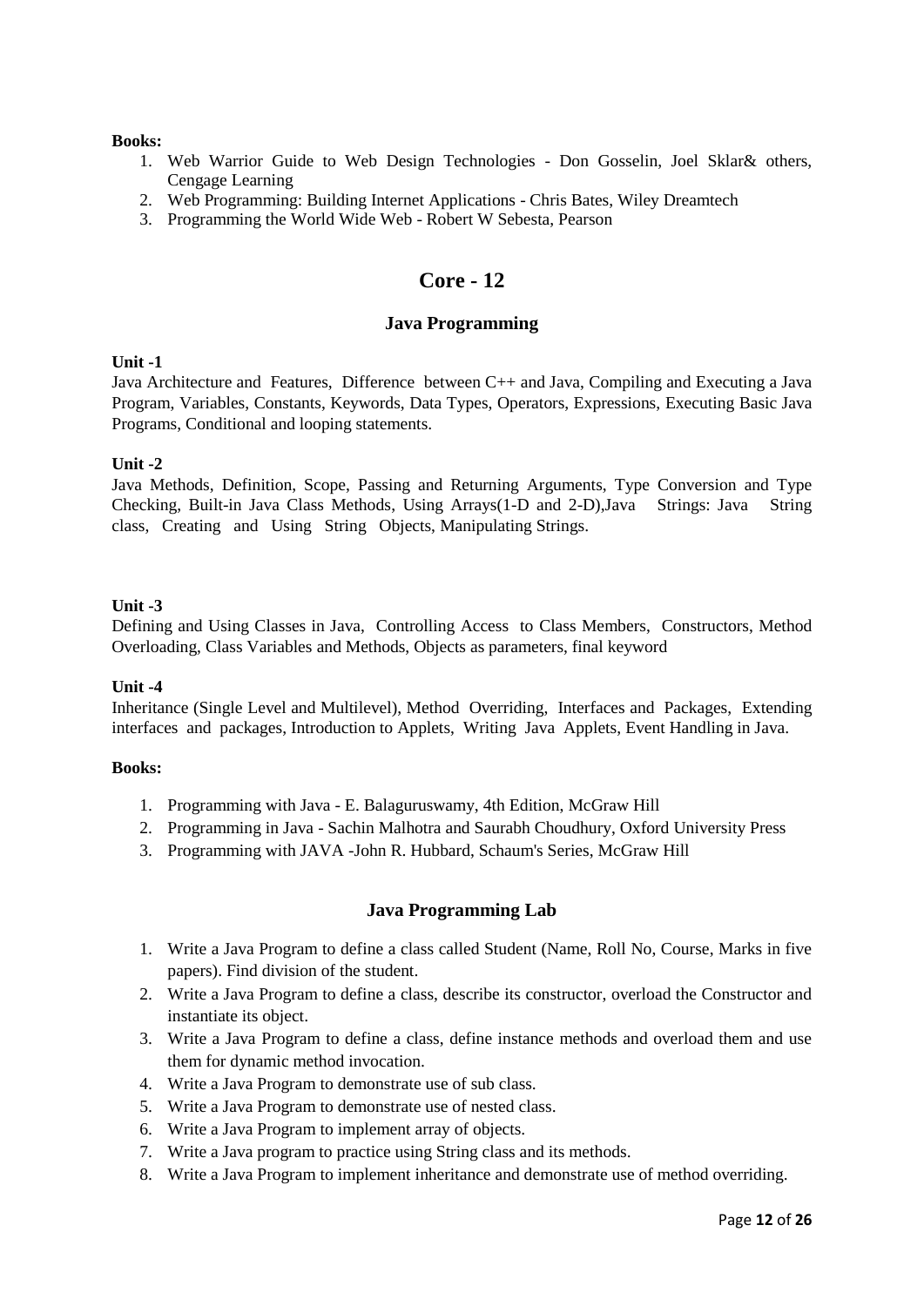**Books:**

1. Web Warrior Guide to Web Design Technologies - Don Gosselin, Joel Sklar& others, Cengage Learning
2. Web Programming: Building Internet Applications - Chris Bates, Wiley Dreamtech
3. Programming the World Wide Web - Robert W Sebesta, Pearson

# Core - 12

## Java Programming

**Unit -1**

Java Architecture and Features, Difference between C++ and Java, Compiling and Executing a Java Program, Variables, Constants, Keywords, Data Types, Operators, Expressions, Executing Basic Java Programs, Conditional and looping statements.

**Unit -2**

Java Methods, Definition, Scope, Passing and Returning Arguments, Type Conversion and Type Checking, Built-in Java Class Methods, Using Arrays(1-D and 2-D),Java Strings: Java String class, Creating and Using String Objects, Manipulating Strings.

**Unit -3**

Defining and Using Classes in Java, Controlling Access to Class Members, Constructors, Method Overloading, Class Variables and Methods, Objects as parameters, final keyword

**Unit -4**

Inheritance (Single Level and Multilevel), Method Overriding, Interfaces and Packages, Extending interfaces and packages, Introduction to Applets, Writing Java Applets, Event Handling in Java.

**Books:**

1. Programming with Java - E. Balaguruswamy, 4th Edition, McGraw Hill
2. Programming in Java - Sachin Malhotra and Saurabh Choudhury, Oxford University Press
3. Programming with JAVA -John R. Hubbard, Schaum's Series, McGraw Hill

## Java Programming Lab

1. Write a Java Program to define a class called Student (Name, Roll No, Course, Marks in five papers). Find division of the student.
2. Write a Java Program to define a class, describe its constructor, overload the Constructor and instantiate its object.
3. Write a Java Program to define a class, define instance methods and overload them and use them for dynamic method invocation.
4. Write a Java Program to demonstrate use of sub class.
5. Write a Java Program to demonstrate use of nested class.
6. Write a Java Program to implement array of objects.
7. Write a Java program to practice using String class and its methods.
8. Write a Java Program to implement inheritance and demonstrate use of method overriding.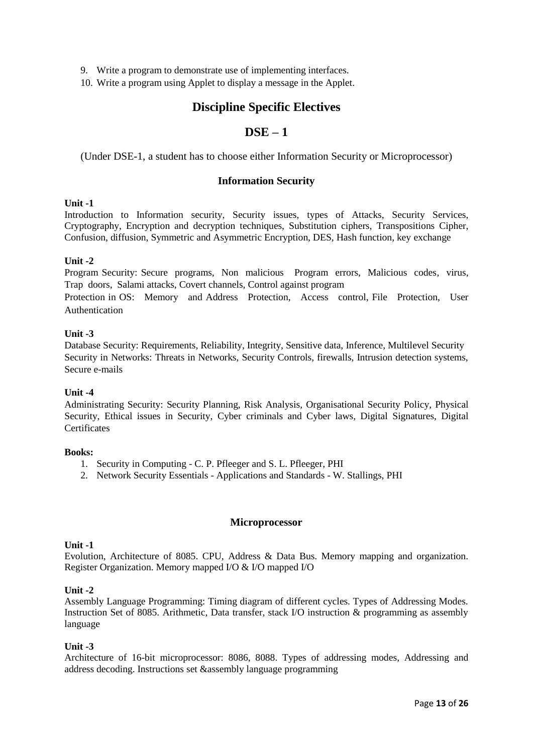9. Write a program to demonstrate use of implementing interfaces.
10. Write a program using Applet to display a message in the Applet.

# Discipline Specific Electives

## DSE – 1

(Under DSE-1, a student has to choose either Information Security or Microprocessor)

### Information Security

**Unit -1**

Introduction to Information security, Security issues, types of Attacks, Security Services, Cryptography, Encryption and decryption techniques, Substitution ciphers, Transpositions Cipher, Confusion, diffusion, Symmetric and Asymmetric Encryption, DES, Hash function, key exchange

**Unit -2**

Program Security: Secure programs, Non malicious Program errors, Malicious codes, virus, Trap doors, Salami attacks, Covert channels, Control against program

Protection in OS: Memory and Address Protection, Access control, File Protection, User Authentication

**Unit -3**

Database Security: Requirements, Reliability, Integrity, Sensitive data, Inference, Multilevel Security

Security in Networks: Threats in Networks, Security Controls, firewalls, Intrusion detection systems, Secure e-mails

**Unit -4**

Administrating Security: Security Planning, Risk Analysis, Organisational Security Policy, Physical Security, Ethical issues in Security, Cyber criminals and Cyber laws, Digital Signatures, Digital Certificates

**Books:**

1. Security in Computing - C. P. Pfleeger and S. L. Pfleeger, PHI
2. Network Security Essentials - Applications and Standards - W. Stallings, PHI

### Microprocessor

**Unit -1**

Evolution, Architecture of 8085. CPU, Address & Data Bus. Memory mapping and organization. Register Organization. Memory mapped I/O & I/O mapped I/O

**Unit -2**

Assembly Language Programming: Timing diagram of different cycles. Types of Addressing Modes. Instruction Set of 8085. Arithmetic, Data transfer, stack I/O instruction & programming as assembly language

**Unit -3**

Architecture of 16-bit microprocessor: 8086, 8088. Types of addressing modes, Addressing and address decoding. Instructions set &assembly language programming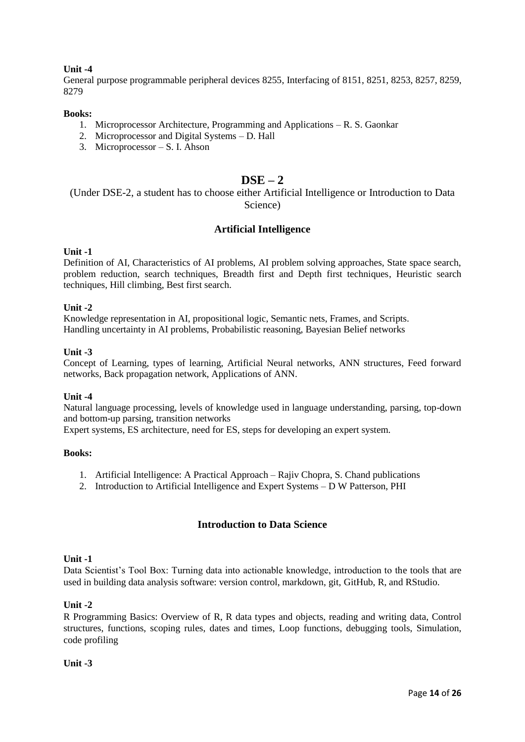**Unit -4**

General purpose programmable peripheral devices 8255, Interfacing of 8151, 8251, 8253, 8257, 8259, 8279

**Books:**

1. Microprocessor Architecture, Programming and Applications – R. S. Gaonkar
2. Microprocessor and Digital Systems – D. Hall
3. Microprocessor – S. I. Ahson

# DSE – 2

(Under DSE-2, a student has to choose either Artificial Intelligence or Introduction to Data Science)

## Artificial Intelligence

**Unit -1**

Definition of AI, Characteristics of AI problems, AI problem solving approaches, State space search, problem reduction, search techniques, Breadth first and Depth first techniques, Heuristic search techniques, Hill climbing, Best first search.

**Unit -2**

Knowledge representation in AI, propositional logic, Semantic nets, Frames, and Scripts.
Handling uncertainty in AI problems, Probabilistic reasoning, Bayesian Belief networks

**Unit -3**

Concept of Learning, types of learning, Artificial Neural networks, ANN structures, Feed forward networks, Back propagation network, Applications of ANN.

**Unit -4**

Natural language processing, levels of knowledge used in language understanding, parsing, top-down and bottom-up parsing, transition networks
Expert systems, ES architecture, need for ES, steps for developing an expert system.

**Books:**

1. Artificial Intelligence: A Practical Approach – Rajiv Chopra, S. Chand publications
2. Introduction to Artificial Intelligence and Expert Systems – D W Patterson, PHI

## Introduction to Data Science

**Unit -1**

Data Scientist's Tool Box: Turning data into actionable knowledge, introduction to the tools that are used in building data analysis software: version control, markdown, git, GitHub, R, and RStudio.

**Unit -2**

R Programming Basics: Overview of R, R data types and objects, reading and writing data, Control structures, functions, scoping rules, dates and times, Loop functions, debugging tools, Simulation, code profiling

**Unit -3**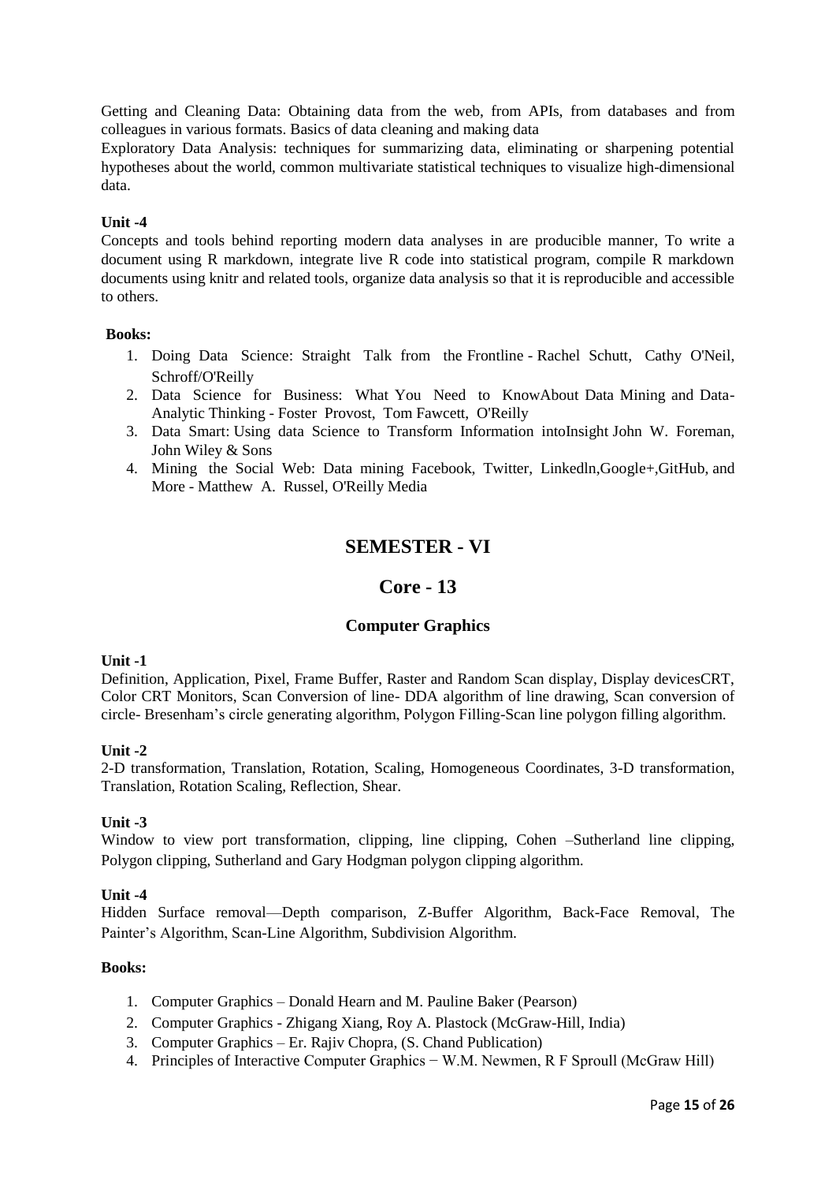Getting and Cleaning Data: Obtaining data from the web, from APIs, from databases and from colleagues in various formats. Basics of data cleaning and making data

Exploratory Data Analysis: techniques for summarizing data, eliminating or sharpening potential hypotheses about the world, common multivariate statistical techniques to visualize high-dimensional data.

**Unit -4**

Concepts and tools behind reporting modern data analyses in are producible manner, To write a document using R markdown, integrate live R code into statistical program, compile R markdown documents using knitr and related tools, organize data analysis so that it is reproducible and accessible to others.

**Books:**

1. Doing Data Science: Straight Talk from the Frontline - Rachel Schutt, Cathy O'Neil, Schroff/O'Reilly
2. Data Science for Business: What You Need to KnowAbout Data Mining and Data-Analytic Thinking - Foster Provost, Tom Fawcett, O'Reilly
3. Data Smart: Using data Science to Transform Information intoInsight John W. Foreman, John Wiley & Sons
4. Mining the Social Web: Data mining Facebook, Twitter, Linkedln,Google+,GitHub, and More - Matthew A. Russel, O'Reilly Media

# SEMESTER - VI

## Core - 13

### Computer Graphics

**Unit -1**

Definition, Application, Pixel, Frame Buffer, Raster and Random Scan display, Display devicesCRT, Color CRT Monitors, Scan Conversion of line- DDA algorithm of line drawing, Scan conversion of circle- Bresenham's circle generating algorithm, Polygon Filling-Scan line polygon filling algorithm.

**Unit -2**

2-D transformation, Translation, Rotation, Scaling, Homogeneous Coordinates, 3-D transformation, Translation, Rotation Scaling, Reflection, Shear.

**Unit -3**

Window to view port transformation, clipping, line clipping, Cohen –Sutherland line clipping, Polygon clipping, Sutherland and Gary Hodgman polygon clipping algorithm.

**Unit -4**

Hidden Surface removal—Depth comparison, Z-Buffer Algorithm, Back-Face Removal, The Painter's Algorithm, Scan-Line Algorithm, Subdivision Algorithm.

**Books:**

1. Computer Graphics – Donald Hearn and M. Pauline Baker (Pearson)
2. Computer Graphics - Zhigang Xiang, Roy A. Plastock (McGraw-Hill, India)
3. Computer Graphics – Er. Rajiv Chopra, (S. Chand Publication)
4. Principles of Interactive Computer Graphics − W.M. Newmen, R F Sproull (McGraw Hill)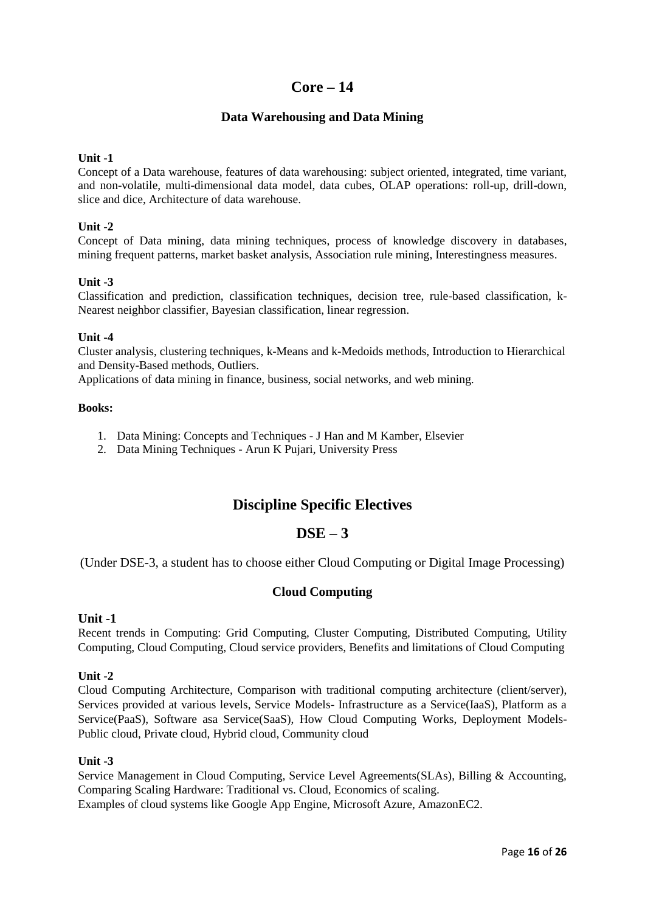# Core – 14

## Data Warehousing and Data Mining

**Unit -1**

Concept of a Data warehouse, features of data warehousing: subject oriented, integrated, time variant, and non-volatile, multi-dimensional data model, data cubes, OLAP operations: roll-up, drill-down, slice and dice, Architecture of data warehouse.

**Unit -2**

Concept of Data mining, data mining techniques, process of knowledge discovery in databases, mining frequent patterns, market basket analysis, Association rule mining, Interestingness measures.

**Unit -3**

Classification and prediction, classification techniques, decision tree, rule-based classification, k-Nearest neighbor classifier, Bayesian classification, linear regression.

**Unit -4**

Cluster analysis, clustering techniques, k-Means and k-Medoids methods, Introduction to Hierarchical and Density-Based methods, Outliers.

Applications of data mining in finance, business, social networks, and web mining.

**Books:**

1. Data Mining: Concepts and Techniques - J Han and M Kamber, Elsevier
2. Data Mining Techniques - Arun K Pujari, University Press

# Discipline Specific Electives

# DSE – 3

(Under DSE-3, a student has to choose either Cloud Computing or Digital Image Processing)

## Cloud Computing

**Unit -1**

Recent trends in Computing: Grid Computing, Cluster Computing, Distributed Computing, Utility Computing, Cloud Computing, Cloud service providers, Benefits and limitations of Cloud Computing

**Unit -2**

Cloud Computing Architecture, Comparison with traditional computing architecture (client/server), Services provided at various levels, Service Models- Infrastructure as a Service(IaaS), Platform as a Service(PaaS), Software asa Service(SaaS), How Cloud Computing Works, Deployment Models- Public cloud, Private cloud, Hybrid cloud, Community cloud

**Unit -3**

Service Management in Cloud Computing, Service Level Agreements(SLAs), Billing & Accounting, Comparing Scaling Hardware: Traditional vs. Cloud, Economics of scaling.

Examples of cloud systems like Google App Engine, Microsoft Azure, AmazonEC2.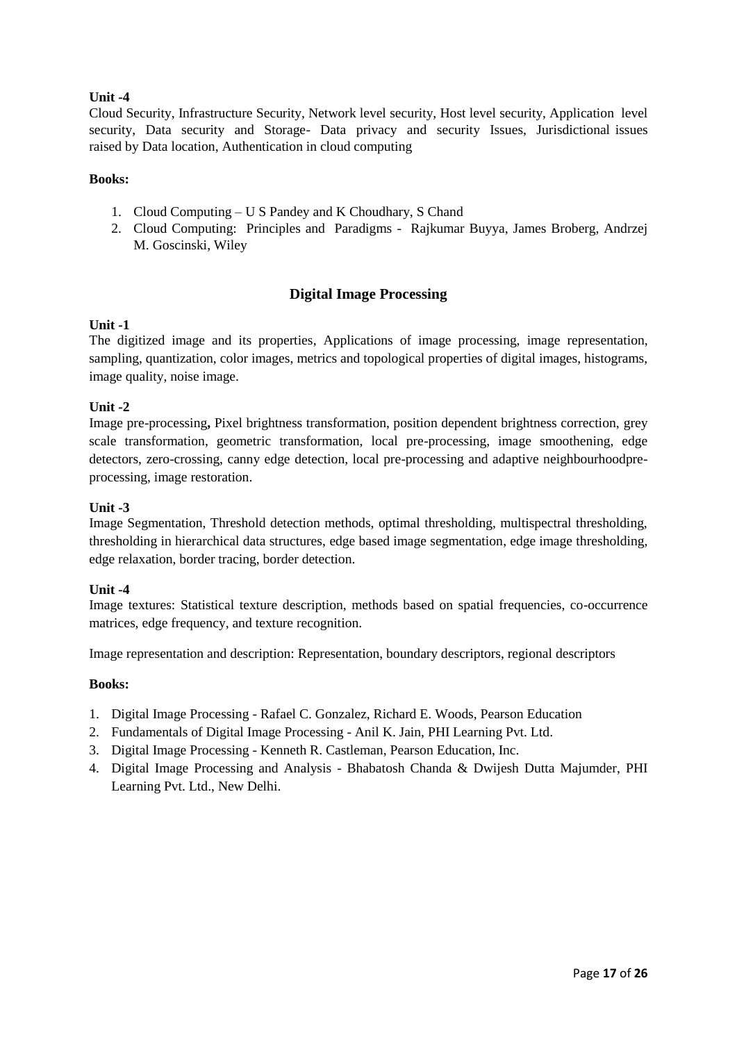**Unit -4**

Cloud Security, Infrastructure Security, Network level security, Host level security, Application level security, Data security and Storage- Data privacy and security Issues, Jurisdictional issues raised by Data location, Authentication in cloud computing

**Books:**

1. Cloud Computing – U S Pandey and K Choudhary, S Chand
2. Cloud Computing: Principles and Paradigms - Rajkumar Buyya, James Broberg, Andrzej M. Goscinski, Wiley

## Digital Image Processing

**Unit -1**

The digitized image and its properties, Applications of image processing, image representation, sampling, quantization, color images, metrics and topological properties of digital images, histograms, image quality, noise image.

**Unit -2**

Image pre-processing**,** Pixel brightness transformation, position dependent brightness correction, grey scale transformation, geometric transformation, local pre-processing, image smoothening, edge detectors, zero-crossing, canny edge detection, local pre-processing and adaptive neighbourhoodpre-processing, image restoration.

**Unit -3**

Image Segmentation, Threshold detection methods, optimal thresholding, multispectral thresholding, thresholding in hierarchical data structures, edge based image segmentation, edge image thresholding, edge relaxation, border tracing, border detection.

**Unit -4**

Image textures: Statistical texture description, methods based on spatial frequencies, co-occurrence matrices, edge frequency, and texture recognition.

Image representation and description: Representation, boundary descriptors, regional descriptors

**Books:**

1. Digital Image Processing - Rafael C. Gonzalez, Richard E. Woods, Pearson Education
2. Fundamentals of Digital Image Processing - Anil K. Jain, PHI Learning Pvt. Ltd.
3. Digital Image Processing - Kenneth R. Castleman, Pearson Education, Inc.
4. Digital Image Processing and Analysis - Bhabatosh Chanda & Dwijesh Dutta Majumder, PHI Learning Pvt. Ltd., New Delhi.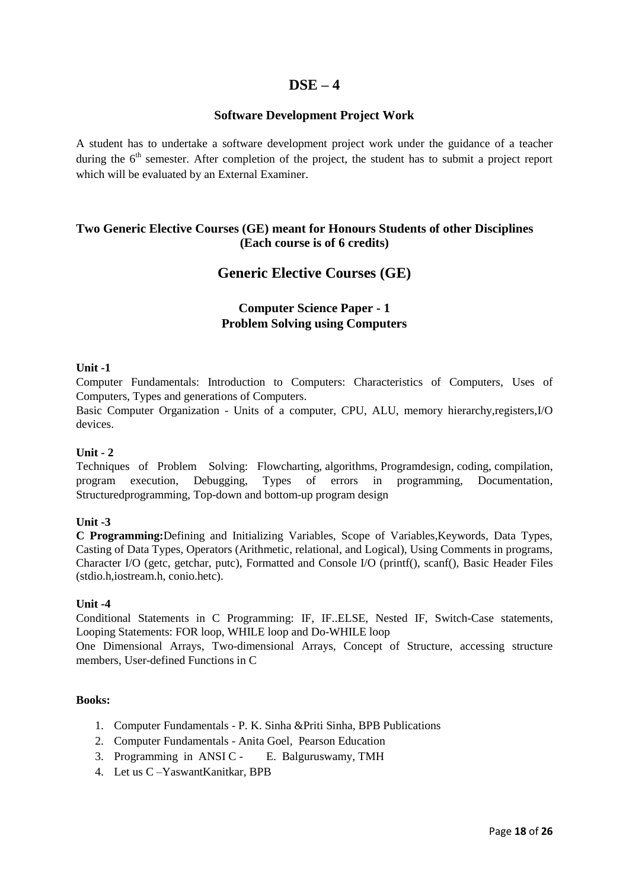# DSE – 4

### Software Development Project Work

A student has to undertake a software development project work under the guidance of a teacher during the 6th semester. After completion of the project, the student has to submit a project report which will be evaluated by an External Examiner.

### Two Generic Elective Courses (GE) meant for Honours Students of other Disciplines (Each course is of 6 credits)

## Generic Elective Courses (GE)

### Computer Science Paper - 1
### Problem Solving using Computers

**Unit -1**

Computer Fundamentals: Introduction to Computers: Characteristics of Computers, Uses of Computers, Types and generations of Computers.

Basic Computer Organization - Units of a computer, CPU, ALU, memory hierarchy,registers,I/O devices.

**Unit - 2**

Techniques of Problem Solving: Flowcharting, algorithms, Programdesign, coding, compilation, program execution, Debugging, Types of errors in programming, Documentation, Structuredprogramming, Top-down and bottom-up program design

**Unit -3**

**C Programming:**Defining and Initializing Variables, Scope of Variables,Keywords, Data Types, Casting of Data Types, Operators (Arithmetic, relational, and Logical), Using Comments in programs, Character I/O (getc, getchar, putc), Formatted and Console I/O (printf(), scanf(), Basic Header Files (stdio.h,iostream.h, conio.hetc).

**Unit -4**

Conditional Statements in C Programming: IF, IF..ELSE, Nested IF, Switch-Case statements, Looping Statements: FOR loop, WHILE loop and Do-WHILE loop

One Dimensional Arrays, Two-dimensional Arrays, Concept of Structure, accessing structure members, User-defined Functions in C

**Books:**

1. Computer Fundamentals - P. K. Sinha &Priti Sinha, BPB Publications
2. Computer Fundamentals - Anita Goel, Pearson Education
3. Programming in ANSI C - E. Balguruswamy, TMH
4. Let us C –YaswantKanitkar, BPB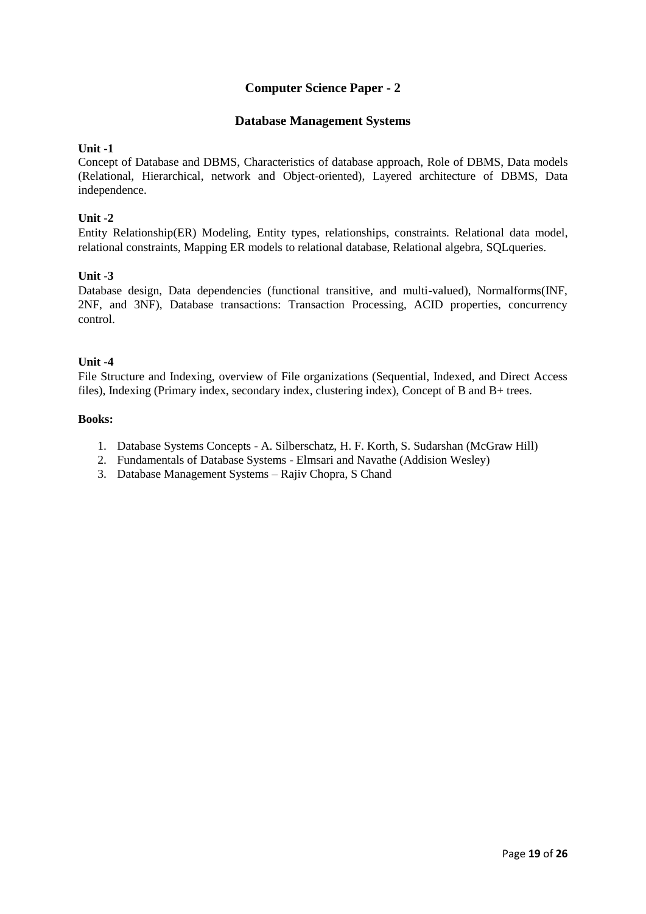## Computer Science Paper - 2

### Database Management Systems

**Unit -1**

Concept of Database and DBMS, Characteristics of database approach, Role of DBMS, Data models (Relational, Hierarchical, network and Object-oriented), Layered architecture of DBMS, Data independence.

**Unit -2**

Entity Relationship(ER) Modeling, Entity types, relationships, constraints. Relational data model, relational constraints, Mapping ER models to relational database, Relational algebra, SQLqueries.

**Unit -3**

Database design, Data dependencies (functional transitive, and multi-valued), Normalforms(INF, 2NF, and 3NF), Database transactions: Transaction Processing, ACID properties, concurrency control.

**Unit -4**

File Structure and Indexing, overview of File organizations (Sequential, Indexed, and Direct Access files), Indexing (Primary index, secondary index, clustering index), Concept of B and B+ trees.

**Books:**

1. Database Systems Concepts - A. Silberschatz, H. F. Korth, S. Sudarshan (McGraw Hill)
2. Fundamentals of Database Systems - Elmsari and Navathe (Addision Wesley)
3. Database Management Systems – Rajiv Chopra, S Chand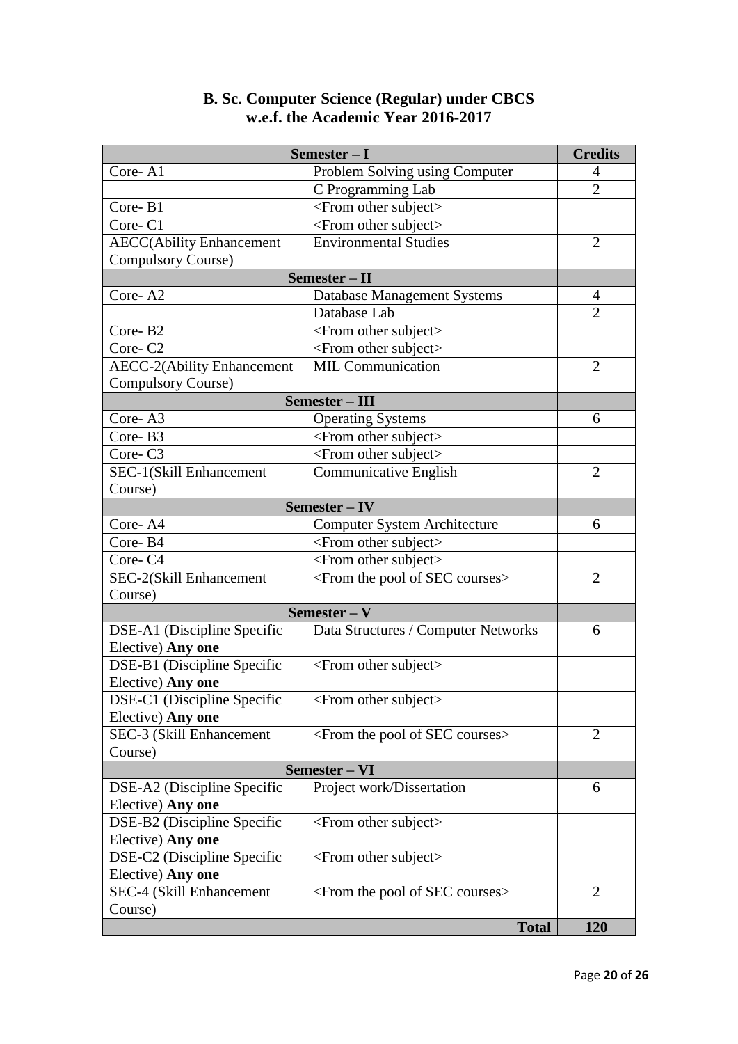**B. Sc. Computer Science (Regular) under CBCS**
**w.e.f. the Academic Year 2016-2017**

| Semester – I | | Credits |
|---|---|---|
| Core- A1 | Problem Solving using Computer | 4 |
| | C Programming Lab | 2 |
| Core- B1 | <From other subject> | |
| Core- C1 | <From other subject> | |
| AECC(Ability Enhancement Compulsory Course) | Environmental Studies | 2 |
| **Semester – II** | | |
| Core- A2 | Database Management Systems | 4 |
| | Database Lab | 2 |
| Core- B2 | <From other subject> | |
| Core- C2 | <From other subject> | |
| AECC-2(Ability Enhancement Compulsory Course) | MIL Communication | 2 |
| **Semester – III** | | |
| Core- A3 | Operating Systems | 6 |
| Core- B3 | <From other subject> | |
| Core- C3 | <From other subject> | |
| SEC-1(Skill Enhancement Course) | Communicative English | 2 |
| **Semester – IV** | | |
| Core- A4 | Computer System Architecture | 6 |
| Core- B4 | <From other subject> | |
| Core- C4 | <From other subject> | |
| SEC-2(Skill Enhancement Course) | <From the pool of SEC courses> | 2 |
| **Semester – V** | | |
| DSE-A1 (Discipline Specific Elective) **Any one** | Data Structures / Computer Networks | 6 |
| DSE-B1 (Discipline Specific Elective) **Any one** | <From other subject> | |
| DSE-C1 (Discipline Specific Elective) **Any one** | <From other subject> | |
| SEC-3 (Skill Enhancement Course) | <From the pool of SEC courses> | 2 |
| **Semester – VI** | | |
| DSE-A2 (Discipline Specific Elective) **Any one** | Project work/Dissertation | 6 |
| DSE-B2 (Discipline Specific Elective) **Any one** | <From other subject> | |
| DSE-C2 (Discipline Specific Elective) **Any one** | <From other subject> | |
| SEC-4 (Skill Enhancement Course) | <From the pool of SEC courses> | 2 |
| | **Total** | **120** |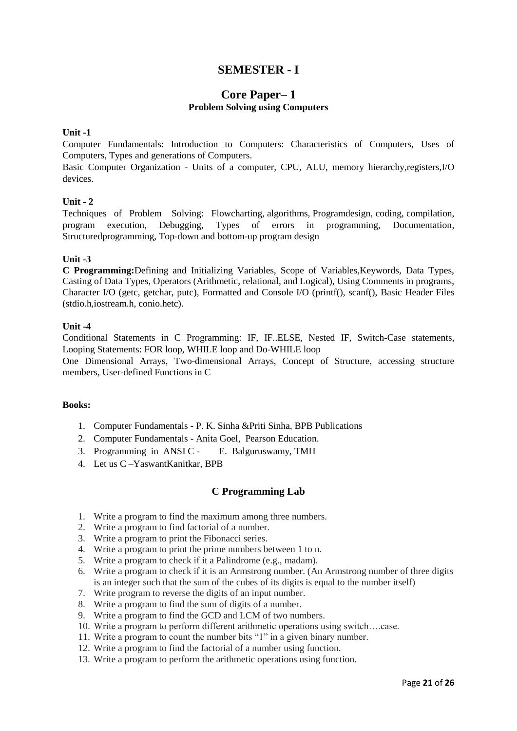# SEMESTER - I

## Core Paper– 1

### Problem Solving using Computers

**Unit -1**

Computer Fundamentals: Introduction to Computers: Characteristics of Computers, Uses of Computers, Types and generations of Computers.

Basic Computer Organization - Units of a computer, CPU, ALU, memory hierarchy,registers,I/O devices.

**Unit - 2**

Techniques of Problem Solving: Flowcharting, algorithms, Programdesign, coding, compilation, program execution, Debugging, Types of errors in programming, Documentation, Structuredprogramming, Top-down and bottom-up program design

**Unit -3**

**C Programming:**Defining and Initializing Variables, Scope of Variables,Keywords, Data Types, Casting of Data Types, Operators (Arithmetic, relational, and Logical), Using Comments in programs, Character I/O (getc, getchar, putc), Formatted and Console I/O (printf(), scanf(), Basic Header Files (stdio.h,iostream.h, conio.hetc).

**Unit -4**

Conditional Statements in C Programming: IF, IF..ELSE, Nested IF, Switch-Case statements, Looping Statements: FOR loop, WHILE loop and Do-WHILE loop

One Dimensional Arrays, Two-dimensional Arrays, Concept of Structure, accessing structure members, User-defined Functions in C

**Books:**

1. Computer Fundamentals - P. K. Sinha &Priti Sinha, BPB Publications
2. Computer Fundamentals - Anita Goel, Pearson Education.
3. Programming in ANSI C - E. Balguruswamy, TMH
4. Let us C –YaswantKanitkar, BPB

## C Programming Lab

1. Write a program to find the maximum among three numbers.
2. Write a program to find factorial of a number.
3. Write a program to print the Fibonacci series.
4. Write a program to print the prime numbers between 1 to n.
5. Write a program to check if it a Palindrome (e.g., madam).
6. Write a program to check if it is an Armstrong number. (An Armstrong number of three digits is an integer such that the sum of the cubes of its digits is equal to the number itself)
7. Write program to reverse the digits of an input number.
8. Write a program to find the sum of digits of a number.
9. Write a program to find the GCD and LCM of two numbers.
10. Write a program to perform different arithmetic operations using switch….case.
11. Write a program to count the number bits "1" in a given binary number.
12. Write a program to find the factorial of a number using function.
13. Write a program to perform the arithmetic operations using function.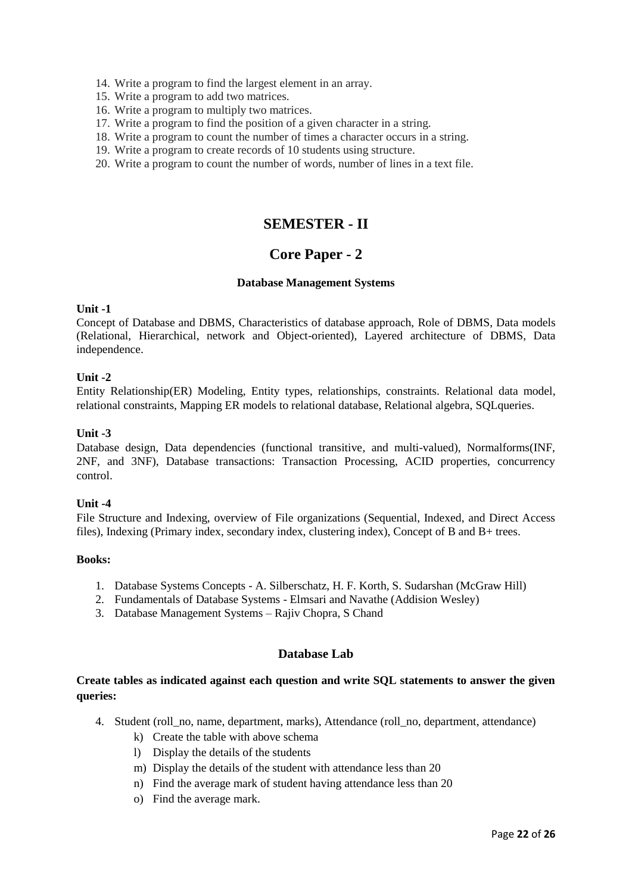14. Write a program to find the largest element in an array.
15. Write a program to add two matrices.
16. Write a program to multiply two matrices.
17. Write a program to find the position of a given character in a string.
18. Write a program to count the number of times a character occurs in a string.
19. Write a program to create records of 10 students using structure.
20. Write a program to count the number of words, number of lines in a text file.

# SEMESTER - II

## Core Paper - 2

### Database Management Systems

**Unit -1**

Concept of Database and DBMS, Characteristics of database approach, Role of DBMS, Data models (Relational, Hierarchical, network and Object-oriented), Layered architecture of DBMS, Data independence.

**Unit -2**

Entity Relationship(ER) Modeling, Entity types, relationships, constraints. Relational data model, relational constraints, Mapping ER models to relational database, Relational algebra, SQLqueries.

**Unit -3**

Database design, Data dependencies (functional transitive, and multi-valued), Normalforms(INF, 2NF, and 3NF), Database transactions: Transaction Processing, ACID properties, concurrency control.

**Unit -4**

File Structure and Indexing, overview of File organizations (Sequential, Indexed, and Direct Access files), Indexing (Primary index, secondary index, clustering index), Concept of B and B+ trees.

**Books:**

1. Database Systems Concepts - A. Silberschatz, H. F. Korth, S. Sudarshan (McGraw Hill)
2. Fundamentals of Database Systems - Elmsari and Navathe (Addision Wesley)
3. Database Management Systems – Rajiv Chopra, S Chand

### Database Lab

**Create tables as indicated against each question and write SQL statements to answer the given queries:**

4. Student (roll_no, name, department, marks), Attendance (roll_no, department, attendance)
   k) Create the table with above schema
   l) Display the details of the students
   m) Display the details of the student with attendance less than 20
   n) Find the average mark of student having attendance less than 20
   o) Find the average mark.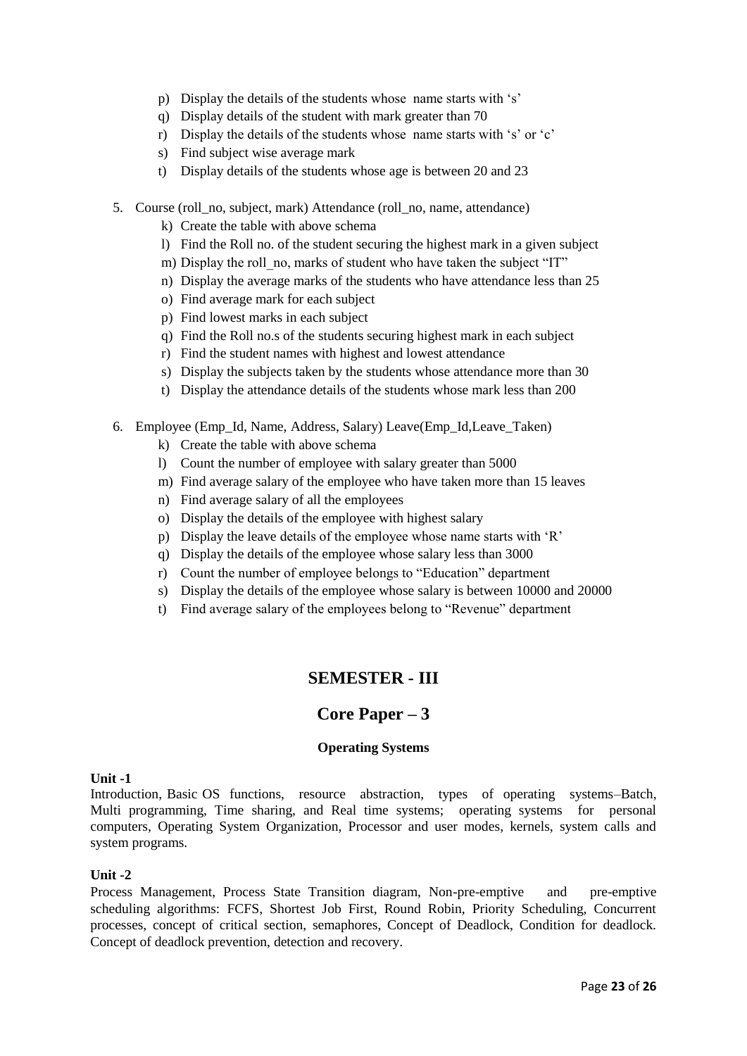p) Display the details of the students whose name starts with ‘s’
q) Display details of the student with mark greater than 70
r) Display the details of the students whose name starts with ‘s’ or ‘c’
s) Find subject wise average mark
t) Display details of the students whose age is between 20 and 23

5. Course (roll_no, subject, mark) Attendance (roll_no, name, attendance)
   k) Create the table with above schema
   l) Find the Roll no. of the student securing the highest mark in a given subject
   m) Display the roll_no, marks of student who have taken the subject “IT”
   n) Display the average marks of the students who have attendance less than 25
   o) Find average mark for each subject
   p) Find lowest marks in each subject
   q) Find the Roll no.s of the students securing highest mark in each subject
   r) Find the student names with highest and lowest attendance
   s) Display the subjects taken by the students whose attendance more than 30
   t) Display the attendance details of the students whose mark less than 200

6. Employee (Emp_Id, Name, Address, Salary) Leave(Emp_Id,Leave_Taken)
   k) Create the table with above schema
   l) Count the number of employee with salary greater than 5000
   m) Find average salary of the employee who have taken more than 15 leaves
   n) Find average salary of all the employees
   o) Display the details of the employee with highest salary
   p) Display the leave details of the employee whose name starts with ‘R’
   q) Display the details of the employee whose salary less than 3000
   r) Count the number of employee belongs to “Education” department
   s) Display the details of the employee whose salary is between 10000 and 20000
   t) Find average salary of the employees belong to “Revenue” department

# SEMESTER - III

## Core Paper – 3

### Operating Systems

**Unit -1**

Introduction, Basic OS functions, resource abstraction, types of operating systems–Batch, Multi programming, Time sharing, and Real time systems; operating systems for personal computers, Operating System Organization, Processor and user modes, kernels, system calls and system programs.

**Unit -2**

Process Management, Process State Transition diagram, Non-pre-emptive and pre-emptive scheduling algorithms: FCFS, Shortest Job First, Round Robin, Priority Scheduling, Concurrent processes, concept of critical section, semaphores, Concept of Deadlock, Condition for deadlock. Concept of deadlock prevention, detection and recovery.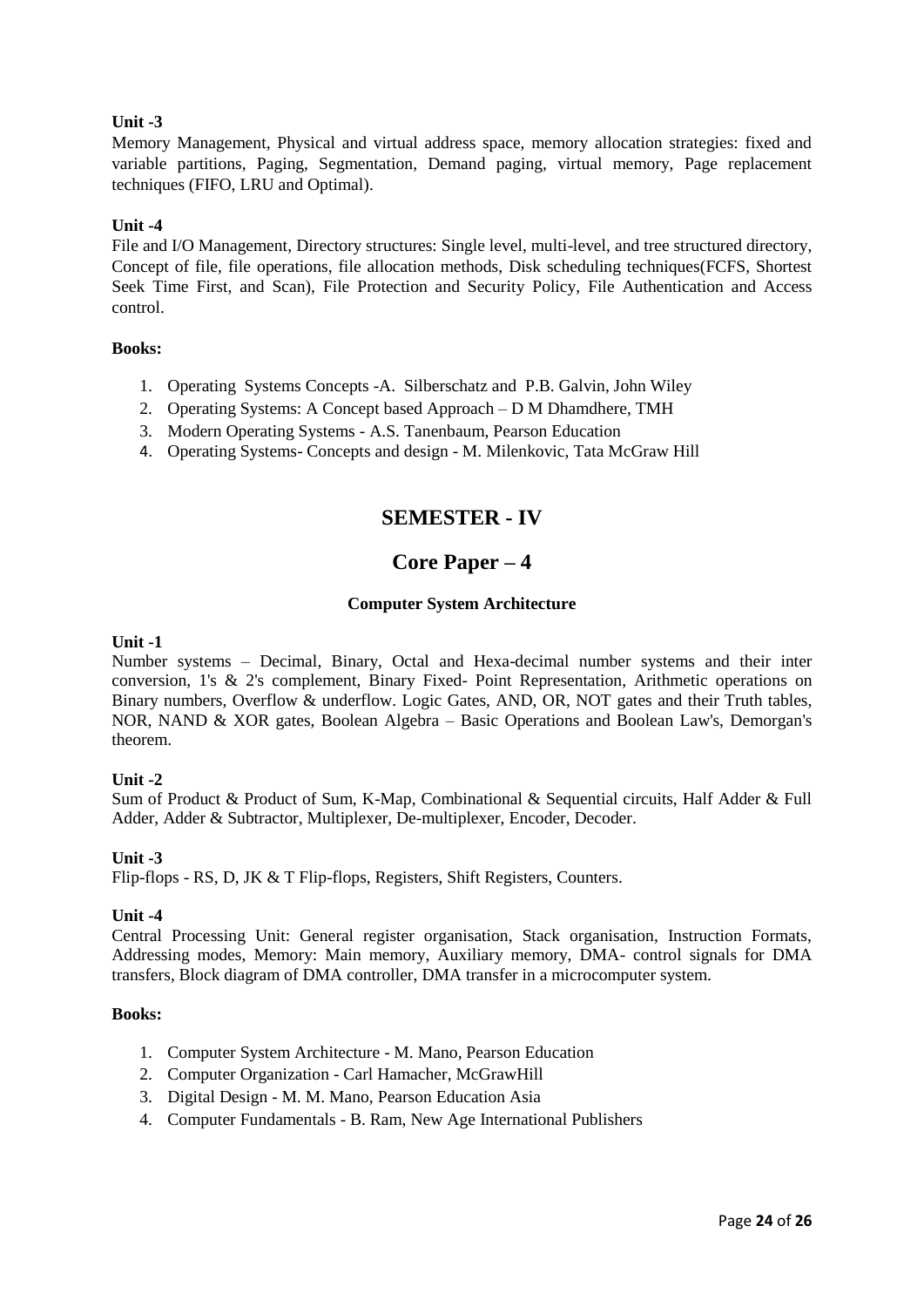**Unit -3**

Memory Management, Physical and virtual address space, memory allocation strategies: fixed and variable partitions, Paging, Segmentation, Demand paging, virtual memory, Page replacement techniques (FIFO, LRU and Optimal).

**Unit -4**

File and I/O Management, Directory structures: Single level, multi-level, and tree structured directory, Concept of file, file operations, file allocation methods, Disk scheduling techniques(FCFS, Shortest Seek Time First, and Scan), File Protection and Security Policy, File Authentication and Access control.

**Books:**

1. Operating Systems Concepts -A. Silberschatz and P.B. Galvin, John Wiley
2. Operating Systems: A Concept based Approach – D M Dhamdhere, TMH
3. Modern Operating Systems - A.S. Tanenbaum, Pearson Education
4. Operating Systems- Concepts and design - M. Milenkovic, Tata McGraw Hill

## SEMESTER - IV

## Core Paper – 4

### Computer System Architecture

**Unit -1**

Number systems – Decimal, Binary, Octal and Hexa-decimal number systems and their inter conversion, 1's & 2's complement, Binary Fixed- Point Representation, Arithmetic operations on Binary numbers, Overflow & underflow. Logic Gates, AND, OR, NOT gates and their Truth tables, NOR, NAND & XOR gates, Boolean Algebra – Basic Operations and Boolean Law's, Demorgan's theorem.

**Unit -2**

Sum of Product & Product of Sum, K-Map, Combinational & Sequential circuits, Half Adder & Full Adder, Adder & Subtractor, Multiplexer, De-multiplexer, Encoder, Decoder.

**Unit -3**

Flip-flops - RS, D, JK & T Flip-flops, Registers, Shift Registers, Counters.

**Unit -4**

Central Processing Unit: General register organisation, Stack organisation, Instruction Formats, Addressing modes, Memory: Main memory, Auxiliary memory, DMA- control signals for DMA transfers, Block diagram of DMA controller, DMA transfer in a microcomputer system.

**Books:**

1. Computer System Architecture - M. Mano, Pearson Education
2. Computer Organization - Carl Hamacher, McGrawHill
3. Digital Design - M. M. Mano, Pearson Education Asia
4. Computer Fundamentals - B. Ram, New Age International Publishers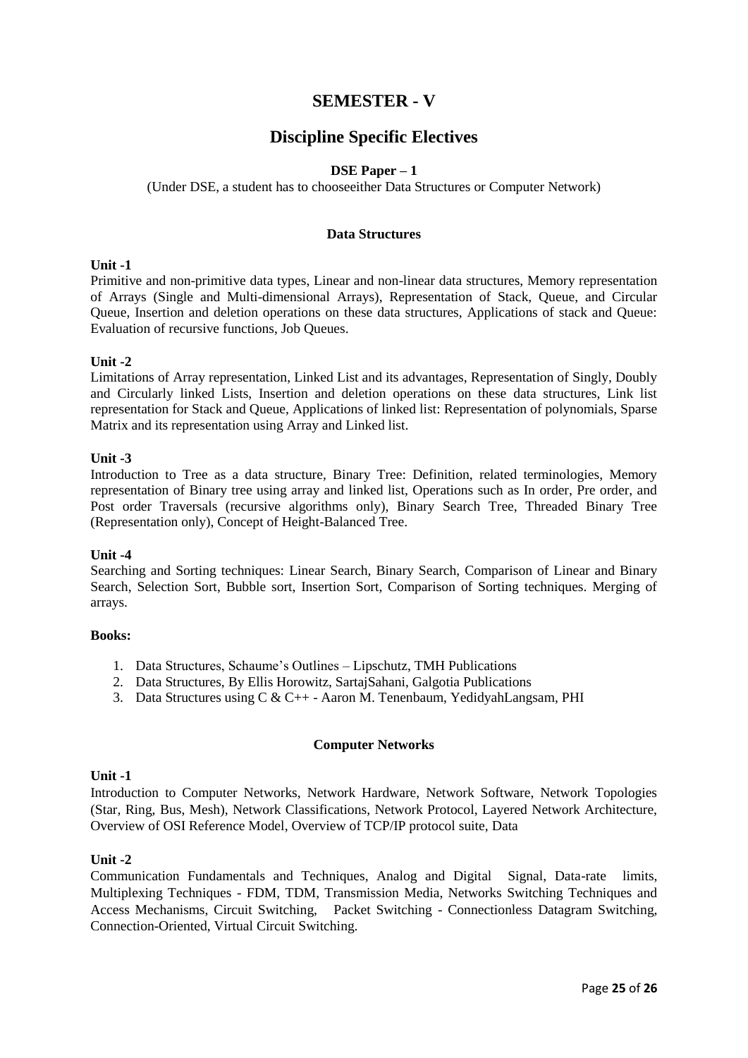# SEMESTER - V

## Discipline Specific Electives

**DSE Paper – 1**

(Under DSE, a student has to chooseeither Data Structures or Computer Network)

### Data Structures

**Unit -1**

Primitive and non-primitive data types, Linear and non-linear data structures, Memory representation of Arrays (Single and Multi-dimensional Arrays), Representation of Stack, Queue, and Circular Queue, Insertion and deletion operations on these data structures, Applications of stack and Queue: Evaluation of recursive functions, Job Queues.

**Unit -2**

Limitations of Array representation, Linked List and its advantages, Representation of Singly, Doubly and Circularly linked Lists, Insertion and deletion operations on these data structures, Link list representation for Stack and Queue, Applications of linked list: Representation of polynomials, Sparse Matrix and its representation using Array and Linked list.

**Unit -3**

Introduction to Tree as a data structure, Binary Tree: Definition, related terminologies, Memory representation of Binary tree using array and linked list, Operations such as In order, Pre order, and Post order Traversals (recursive algorithms only), Binary Search Tree, Threaded Binary Tree (Representation only), Concept of Height-Balanced Tree.

**Unit -4**

Searching and Sorting techniques: Linear Search, Binary Search, Comparison of Linear and Binary Search, Selection Sort, Bubble sort, Insertion Sort, Comparison of Sorting techniques. Merging of arrays.

**Books:**

1. Data Structures, Schaume's Outlines – Lipschutz, TMH Publications
2. Data Structures, By Ellis Horowitz, SartajSahani, Galgotia Publications
3. Data Structures using C & C++ - Aaron M. Tenenbaum, YedidyahLangsam, PHI

### Computer Networks

**Unit -1**

Introduction to Computer Networks, Network Hardware, Network Software, Network Topologies (Star, Ring, Bus, Mesh), Network Classifications, Network Protocol, Layered Network Architecture, Overview of OSI Reference Model, Overview of TCP/IP protocol suite, Data

**Unit -2**

Communication Fundamentals and Techniques, Analog and Digital Signal, Data-rate limits, Multiplexing Techniques - FDM, TDM, Transmission Media, Networks Switching Techniques and Access Mechanisms, Circuit Switching, Packet Switching - Connectionless Datagram Switching, Connection-Oriented, Virtual Circuit Switching.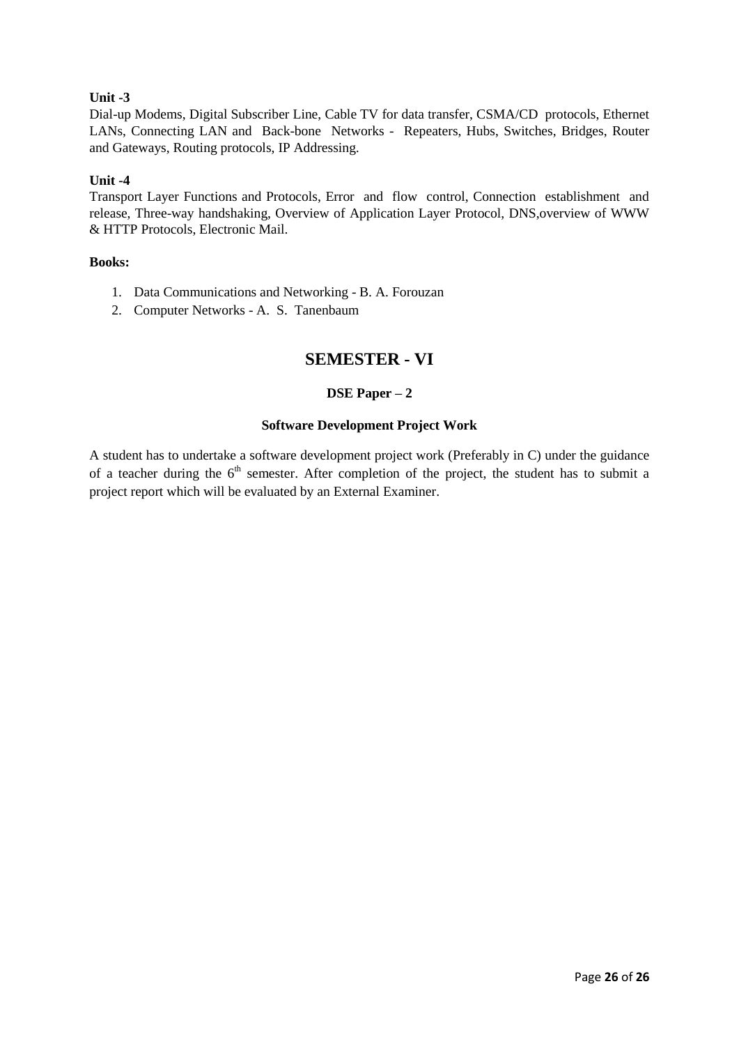**Unit -3**

Dial-up Modems, Digital Subscriber Line, Cable TV for data transfer, CSMA/CD protocols, Ethernet LANs, Connecting LAN and Back-bone Networks - Repeaters, Hubs, Switches, Bridges, Router and Gateways, Routing protocols, IP Addressing.

**Unit -4**

Transport Layer Functions and Protocols, Error and flow control, Connection establishment and release, Three-way handshaking, Overview of Application Layer Protocol, DNS,overview of WWW & HTTP Protocols, Electronic Mail.

**Books:**

1. Data Communications and Networking - B. A. Forouzan
2. Computer Networks - A. S. Tanenbaum

## SEMESTER - VI

### DSE Paper – 2

#### Software Development Project Work

A student has to undertake a software development project work (Preferably in C) under the guidance of a teacher during the 6th semester. After completion of the project, the student has to submit a project report which will be evaluated by an External Examiner.